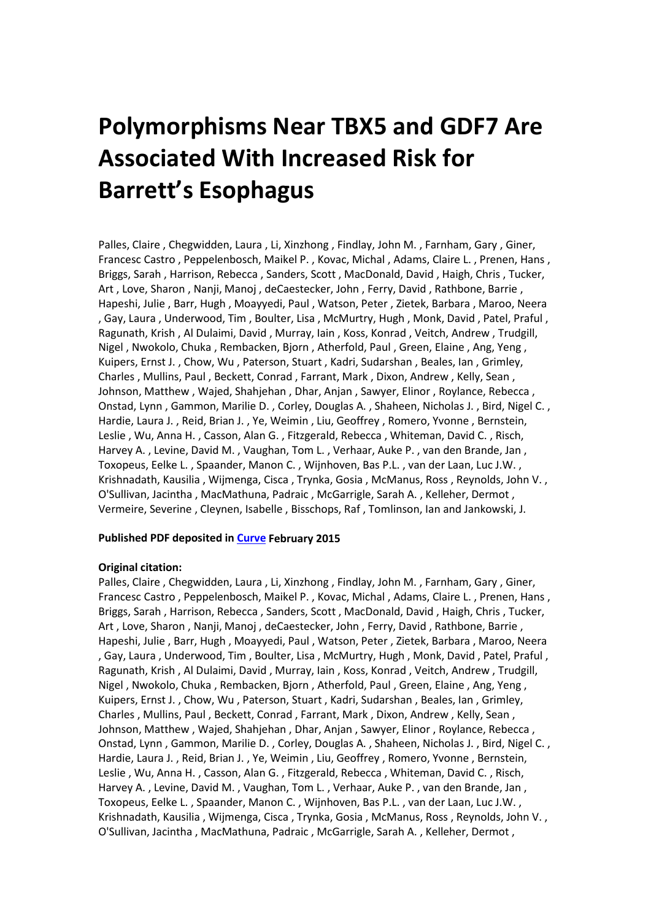# Polymorphisms Near TBX5 and GDF7 Are Associated With Increased Risk for Barrett's Esophagus

Palles, Claire , Chegwidden, Laura , Li, Xinzhong , Findlay, John M. , Farnham, Gary , Giner, Francesc Castro , Peppelenbosch, Maikel P. , Kovac, Michal , Adams, Claire L. , Prenen, Hans , Briggs, Sarah , Harrison, Rebecca , Sanders, Scott , MacDonald, David , Haigh, Chris , Tucker, Art , Love, Sharon , Nanji, Manoj , deCaestecker, John , Ferry, David , Rathbone, Barrie , Hapeshi, Julie , Barr, Hugh , Moayyedi, Paul , Watson, Peter , Zietek, Barbara , Maroo, Neera , Gay, Laura , Underwood, Tim , Boulter, Lisa , McMurtry, Hugh , Monk, David , Patel, Praful , Ragunath, Krish , Al Dulaimi, David , Murray, Iain , Koss, Konrad , Veitch, Andrew , Trudgill, Nigel , Nwokolo, Chuka , Rembacken, Bjorn , Atherfold, Paul , Green, Elaine , Ang, Yeng , Kuipers, Ernst J. , Chow, Wu , Paterson, Stuart , Kadri, Sudarshan , Beales, Ian , Grimley, Charles , Mullins, Paul , Beckett, Conrad , Farrant, Mark , Dixon, Andrew , Kelly, Sean , Johnson, Matthew , Wajed, Shahjehan , Dhar, Anjan , Sawyer, Elinor , Roylance, Rebecca , Onstad, Lynn , Gammon, Marilie D. , Corley, Douglas A. , Shaheen, Nicholas J. , Bird, Nigel C. , Hardie, Laura J. , Reid, Brian J. , Ye, Weimin , Liu, Geoffrey , Romero, Yvonne , Bernstein, Leslie , Wu, Anna H. , Casson, Alan G. , Fitzgerald, Rebecca , Whiteman, David C. , Risch, Harvey A. , Levine, David M. , Vaughan, Tom L. , Verhaar, Auke P. , van den Brande, Jan , Toxopeus, Eelke L. , Spaander, Manon C. , Wijnhoven, Bas P.L. , van der Laan, Luc J.W. , Krishnadath, Kausilia , Wijmenga, Cisca , Trynka, Gosia , McManus, Ross , Reynolds, John V. , O'Sullivan, Jacintha , MacMathuna, Padraic , McGarrigle, Sarah A. , Kelleher, Dermot , Vermeire, Severine , Cleynen, Isabelle , Bisschops, Raf , Tomlinson, Ian and Jankowski, J.

**Published PDF deposited in Curve February 2015**

**Original citation:**

Palles, Claire , Chegwidden, Laura , Li, Xinzhong , Findlay, John M. , Farnham, Gary , Giner, Francesc Castro , Peppelenbosch, Maikel P. , Kovac, Michal , Adams, Claire L. , Prenen, Hans , Briggs, Sarah , Harrison, Rebecca , Sanders, Scott , MacDonald, David , Haigh, Chris , Tucker, Art , Love, Sharon , Nanji, Manoj , deCaestecker, John , Ferry, David , Rathbone, Barrie , Hapeshi, Julie , Barr, Hugh , Moayyedi, Paul , Watson, Peter , Zietek, Barbara , Maroo, Neera , Gay, Laura , Underwood, Tim , Boulter, Lisa , McMurtry, Hugh , Monk, David , Patel, Praful , Ragunath, Krish , Al Dulaimi, David , Murray, Iain , Koss, Konrad , Veitch, Andrew , Trudgill, Nigel , Nwokolo, Chuka , Rembacken, Bjorn , Atherfold, Paul , Green, Elaine , Ang, Yeng , Kuipers, Ernst J. , Chow, Wu , Paterson, Stuart , Kadri, Sudarshan , Beales, Ian , Grimley, Charles , Mullins, Paul , Beckett, Conrad , Farrant, Mark , Dixon, Andrew , Kelly, Sean , Johnson, Matthew , Wajed, Shahjehan , Dhar, Anjan , Sawyer, Elinor , Roylance, Rebecca , Onstad, Lynn , Gammon, Marilie D. , Corley, Douglas A. , Shaheen, Nicholas J. , Bird, Nigel C. , Hardie, Laura J. , Reid, Brian J. , Ye, Weimin , Liu, Geoffrey , Romero, Yvonne , Bernstein, Leslie , Wu, Anna H. , Casson, Alan G. , Fitzgerald, Rebecca , Whiteman, David C. , Risch, Harvey A. , Levine, David M. , Vaughan, Tom L. , Verhaar, Auke P. , van den Brande, Jan , Toxopeus, Eelke L. , Spaander, Manon C. , Wijnhoven, Bas P.L. , van der Laan, Luc J.W. , Krishnadath, Kausilia , Wijmenga, Cisca , Trynka, Gosia , McManus, Ross , Reynolds, John V. , O'Sullivan, Jacintha , MacMathuna, Padraic , McGarrigle, Sarah A. , Kelleher, Dermot ,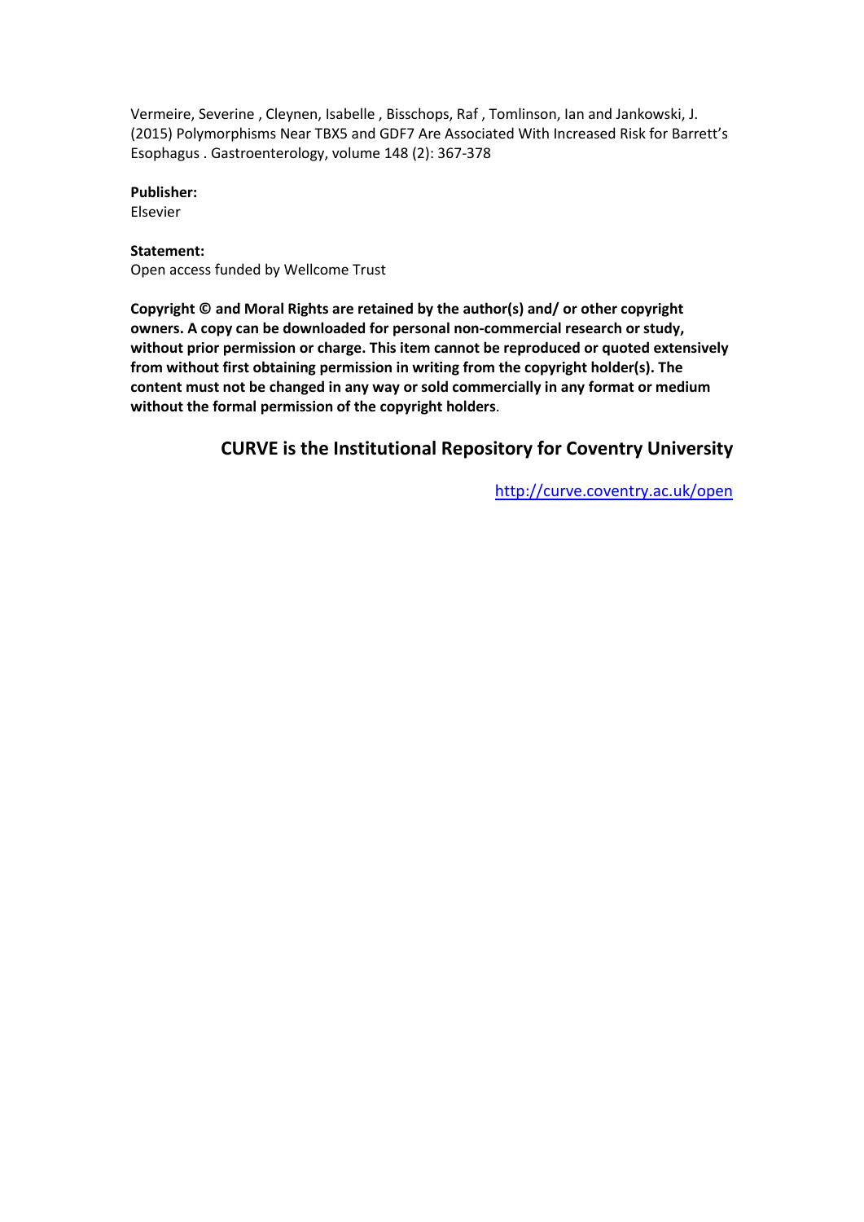Vermeire, Severine , Cleynen, Isabelle , Bisschops, Raf , Tomlinson, Ian and Jankowski, J. (2015) Polymorphisms Near TBX5 and GDF7 Are Associated With Increased Risk for Barrett's Esophagus . Gastroenterology, volume 148 (2): 367-378

**Publisher:**
Elsevier

**Statement:**
Open access funded by Wellcome Trust

**Copyright © and Moral Rights are retained by the author(s) and/ or other copyright owners. A copy can be downloaded for personal non-commercial research or study, without prior permission or charge. This item cannot be reproduced or quoted extensively from without first obtaining permission in writing from the copyright holder(s). The content must not be changed in any way or sold commercially in any format or medium without the formal permission of the copyright holders**.

**CURVE is the Institutional Repository for Coventry University**

http://curve.coventry.ac.uk/open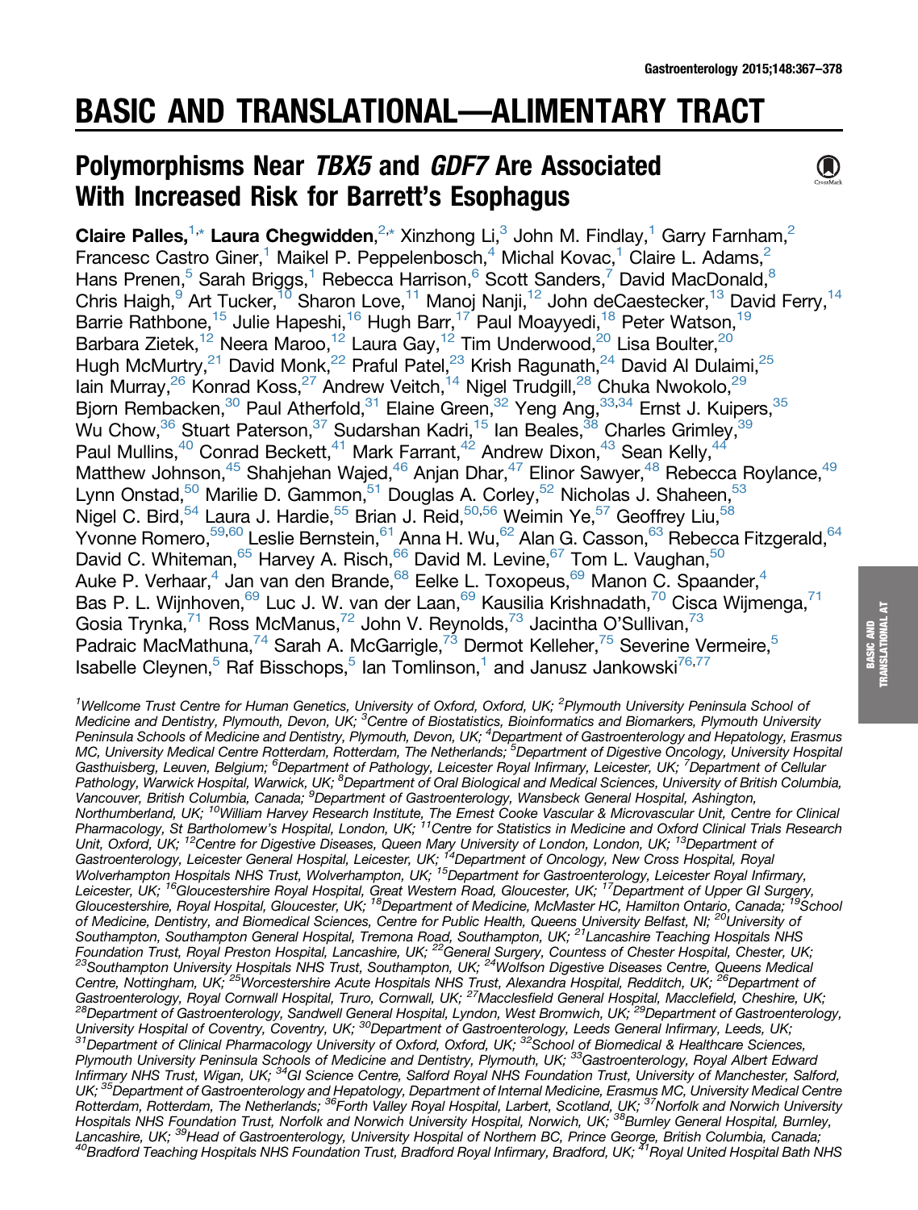# BASIC AND TRANSLATIONAL—ALIMENTARY TRACT

## Polymorphisms Near *TBX5* and *GDF7* Are Associated With Increased Risk for Barrett's Esophagus

**Claire Palles,**[1,*] **Laura Chegwidden,**[2,*] Xinzhong Li,[3] John M. Findlay,[1] Garry Farnham,[2] Francesc Castro Giner,[1] Maikel P. Peppelenbosch,[4] Michal Kovac,[1] Claire L. Adams,[2] Hans Prenen,[5] Sarah Briggs,[1] Rebecca Harrison,[6] Scott Sanders,[7] David MacDonald,[8] Chris Haigh,[9] Art Tucker,[10] Sharon Love,[11] Manoj Nanji,[12] John deCaestecker,[13] David Ferry,[14] Barrie Rathbone,[15] Julie Hapeshi,[16] Hugh Barr,[17] Paul Moayyedi,[18] Peter Watson,[19] Barbara Zietek,[12] Neera Maroo,[12] Laura Gay,[12] Tim Underwood,[20] Lisa Boulter,[20] Hugh McMurtry,[21] David Monk,[22] Praful Patel,[23] Krish Ragunath,[24] David Al Dulaimi,[25] Iain Murray,[26] Konrad Koss,[27] Andrew Veitch,[14] Nigel Trudgill,[28] Chuka Nwokolo,[29] Bjorn Rembacken,[30] Paul Atherfold,[31] Elaine Green,[32] Yeng Ang,[33,34] Ernst J. Kuipers,[35] Wu Chow,[36] Stuart Paterson,[37] Sudarshan Kadri,[15] Ian Beales,[38] Charles Grimley,[39] Paul Mullins,[40] Conrad Beckett,[41] Mark Farrant,[42] Andrew Dixon,[43] Sean Kelly,[44] Matthew Johnson,[45] Shahjehan Wajed,[46] Anjan Dhar,[47] Elinor Sawyer,[48] Rebecca Roylance,[49] Lynn Onstad,[50] Marilie D. Gammon,[51] Douglas A. Corley,[52] Nicholas J. Shaheen,[53] Nigel C. Bird,[54] Laura J. Hardie,[55] Brian J. Reid,[50,56] Weimin Ye,[57] Geoffrey Liu,[58] Yvonne Romero,[59,60] Leslie Bernstein,[61] Anna H. Wu,[62] Alan G. Casson,[63] Rebecca Fitzgerald,[64] David C. Whiteman,[65] Harvey A. Risch,[66] David M. Levine,[67] Tom L. Vaughan,[50] Auke P. Verhaar,[4] Jan van den Brande,[68] Eelke L. Toxopeus,[69] Manon C. Spaander,[4] Bas P. L. Wijnhoven,[69] Luc J. W. van der Laan,[69] Kausilia Krishnadath,[70] Cisca Wijmenga,[71] Gosia Trynka,[71] Ross McManus,[72] John V. Reynolds,[73] Jacintha O'Sullivan,[73] Padraic MacMathuna,[74] Sarah A. McGarrigle,[73] Dermot Kelleher,[75] Severine Vermeire,[5] Isabelle Cleynen,[5] Raf Bisschops,[5] Ian Tomlinson,[1] and Janusz Jankowski[76,77]

[1]Wellcome Trust Centre for Human Genetics, University of Oxford, Oxford, UK; [2]Plymouth University Peninsula School of Medicine and Dentistry, Plymouth, Devon, UK; [3]Centre of Biostatistics, Bioinformatics and Biomarkers, Plymouth University Peninsula Schools of Medicine and Dentistry, Plymouth, Devon, UK; [4]Department of Gastroenterology and Hepatology, Erasmus MC, University Medical Centre Rotterdam, Rotterdam, The Netherlands; [5]Department of Digestive Oncology, University Hospital Gasthuisberg, Leuven, Belgium; [6]Department of Pathology, Leicester Royal Infirmary, Leicester, UK; [7]Department of Cellular Pathology, Warwick Hospital, Warwick, UK; [8]Department of Oral Biological and Medical Sciences, University of British Columbia, Vancouver, British Columbia, Canada; [9]Department of Gastroenterology, Wansbeck General Hospital, Ashington, Northumberland, UK; [10]William Harvey Research Institute, The Ernest Cooke Vascular & Microvascular Unit, Centre for Clinical Pharmacology, St Bartholomew's Hospital, London, UK; [11]Centre for Statistics in Medicine and Oxford Clinical Trials Research Unit, Oxford, UK; [12]Centre for Digestive Diseases, Queen Mary University of London, London, UK; [13]Department of Gastroenterology, Leicester General Hospital, Leicester, UK; [14]Department of Oncology, New Cross Hospital, Royal Wolverhampton Hospitals NHS Trust, Wolverhampton, UK; [15]Department for Gastroenterology, Leicester Royal Infirmary, Leicester, UK; [16]Gloucestershire Royal Hospital, Great Western Road, Gloucester, UK; [17]Department of Upper GI Surgery, Gloucestershire, Royal Hospital, Gloucester, UK; [18]Department of Medicine, McMaster HC, Hamilton Ontario, Canada; [19]School of Medicine, Dentistry, and Biomedical Sciences, Centre for Public Health, Queens University Belfast, NI; [20]University of Southampton, Southampton General Hospital, Tremona Road, Southampton, UK; [21]Lancashire Teaching Hospitals NHS Foundation Trust, Royal Preston Hospital, Lancashire, UK; [22]General Surgery, Countess of Chester Hospital, Chester, UK; [23]Southampton University Hospitals NHS Trust, Southampton, UK; [24]Wolfson Digestive Diseases Centre, Queens Medical Centre, Nottingham, UK; [25]Worcestershire Acute Hospitals NHS Trust, Alexandra Hospital, Redditch, UK; [26]Department of Gastroenterology, Royal Cornwall Hospital, Truro, Cornwall, UK; [27]Macclesfield General Hospital, Macclefield, Cheshire, UK; [28]Department of Gastroenterology, Sandwell General Hospital, Lyndon, West Bromwich, UK; [29]Department of Gastroenterology, University Hospital of Coventry, Coventry, UK; [30]Department of Gastroenterology, Leeds General Infirmary, Leeds, UK; [31]Department of Clinical Pharmacology University of Oxford, Oxford, UK; [32]School of Biomedical & Healthcare Sciences, Plymouth University Peninsula Schools of Medicine and Dentistry, Plymouth, UK; [33]Gastroenterology, Royal Albert Edward Infirmary NHS Trust, Wigan, UK; [34]GI Science Centre, Salford Royal NHS Foundation Trust, University of Manchester, Salford, UK; [35]Department of Gastroenterology and Hepatology, Department of Internal Medicine, Erasmus MC, University Medical Centre Rotterdam, Rotterdam, The Netherlands; [36]Forth Valley Royal Hospital, Larbert, Scotland, UK; [37]Norfolk and Norwich University Hospitals NHS Foundation Trust, Norfolk and Norwich University Hospital, Norwich, UK; [38]Burnley General Hospital, Burnley, Lancashire, UK; [39]Head of Gastroenterology, University Hospital of Northern BC, Prince George, British Columbia, Canada; [40]Bradford Teaching Hospitals NHS Foundation Trust, Bradford Royal Infirmary, Bradford, UK; [41]Royal United Hospital Bath NHS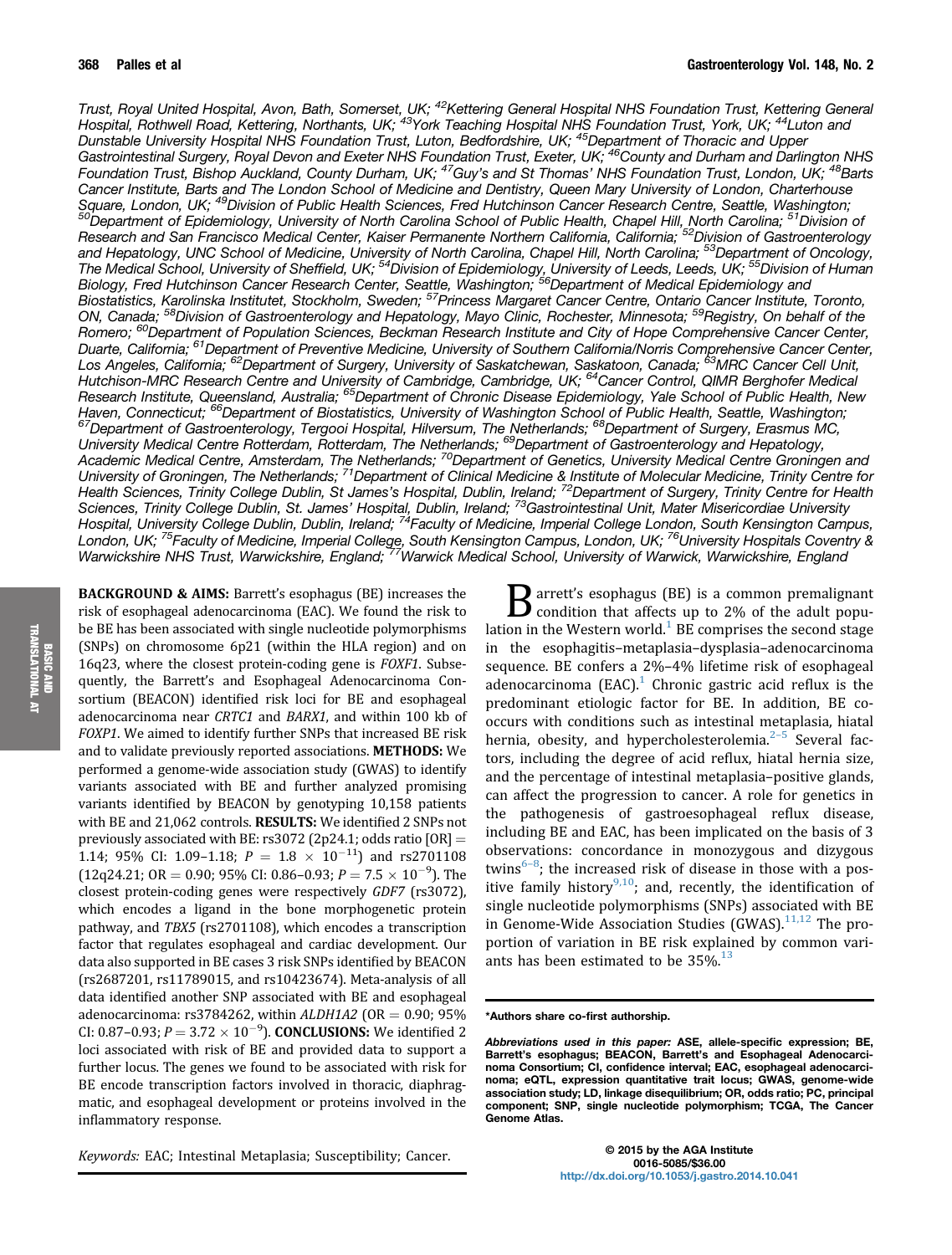Trust, Royal United Hospital, Avon, Bath, Somerset, UK; [42]Kettering General Hospital NHS Foundation Trust, Kettering General Hospital, Rothwell Road, Kettering, Northants, UK; [43]York Teaching Hospital NHS Foundation Trust, York, UK; [44]Luton and Dunstable University Hospital NHS Foundation Trust, Luton, Bedfordshire, UK; [45]Department of Thoracic and Upper Gastrointestinal Surgery, Royal Devon and Exeter NHS Foundation Trust, Exeter, UK; [46]County and Durham and Darlington NHS Foundation Trust, Bishop Auckland, County Durham, UK; [47]Guy's and St Thomas' NHS Foundation Trust, London, UK; [48]Barts Cancer Institute, Barts and The London School of Medicine and Dentistry, Queen Mary University of London, Charterhouse Square, London, UK; [49]Division of Public Health Sciences, Fred Hutchinson Cancer Research Centre, Seattle, Washington; [50]Department of Epidemiology, University of North Carolina School of Public Health, Chapel Hill, North Carolina; [51]Division of Research and San Francisco Medical Center, Kaiser Permanente Northern California, California; [52]Division of Gastroenterology and Hepatology, UNC School of Medicine, University of North Carolina, Chapel Hill, North Carolina; [53]Department of Oncology, The Medical School, University of Sheffield, UK; [54]Division of Epidemiology, University of Leeds, Leeds, UK; [55]Division of Human Biology, Fred Hutchinson Cancer Research Center, Seattle, Washington; [56]Department of Medical Epidemiology and Biostatistics, Karolinska Institutet, Stockholm, Sweden; [57]Princess Margaret Cancer Centre, Ontario Cancer Institute, Toronto, ON, Canada; [58]Division of Gastroenterology and Hepatology, Mayo Clinic, Rochester, Minnesota; [59]Registry, On behalf of the Romero; [60]Department of Population Sciences, Beckman Research Institute and City of Hope Comprehensive Cancer Center, Duarte, California; [61]Department of Preventive Medicine, University of Southern California/Norris Comprehensive Cancer Center, Los Angeles, California; [62]Department of Surgery, University of Saskatchewan, Saskatoon, Canada; [63]MRC Cancer Cell Unit, Hutchison-MRC Research Centre and University of Cambridge, Cambridge, UK; [64]Cancer Control, QIMR Berghofer Medical Research Institute, Queensland, Australia; [65]Department of Chronic Disease Epidemiology, Yale School of Public Health, New Haven, Connecticut; [66]Department of Biostatistics, University of Washington School of Public Health, Seattle, Washington; [67]Department of Gastroenterology, Tergooi Hospital, Hilversum, The Netherlands; [68]Department of Surgery, Erasmus MC, University Medical Centre Rotterdam, Rotterdam, The Netherlands; [69]Department of Gastroenterology and Hepatology, Academic Medical Centre, Amsterdam, The Netherlands; [70]Department of Genetics, University Medical Centre Groningen and University of Groningen, The Netherlands; [71]Department of Clinical Medicine & Institute of Molecular Medicine, Trinity Centre for Health Sciences, Trinity College Dublin, St James's Hospital, Dublin, Ireland; [72]Department of Surgery, Trinity Centre for Health Sciences, Trinity College Dublin, St. James' Hospital, Dublin, Ireland; [73]Gastrointestinal Unit, Mater Misericordiae University Hospital, University College Dublin, Dublin, Ireland; [74]Faculty of Medicine, Imperial College London, South Kensington Campus, London, UK; [75]Faculty of Medicine, Imperial College, South Kensington Campus, London, UK; [76]University Hospitals Coventry & Warwickshire NHS Trust, Warwickshire, England; [77]Warwick Medical School, University of Warwick, Warwickshire, England

**BACKGROUND & AIMS:** Barrett's esophagus (BE) increases the risk of esophageal adenocarcinoma (EAC). We found the risk to be BE has been associated with single nucleotide polymorphisms (SNPs) on chromosome 6p21 (within the HLA region) and on 16q23, where the closest protein-coding gene is *FOXF1*. Subsequently, the Barrett's and Esophageal Adenocarcinoma Consortium (BEACON) identified risk loci for BE and esophageal adenocarcinoma near *CRTC1* and *BARX1*, and within 100 kb of *FOXP1*. We aimed to identify further SNPs that increased BE risk and to validate previously reported associations. **METHODS:** We performed a genome-wide association study (GWAS) to identify variants associated with BE and further analyzed promising variants identified by BEACON by genotyping 10,158 patients with BE and 21,062 controls. **RESULTS:** We identified 2 SNPs not previously associated with BE: rs3072 (2p24.1; odds ratio [OR] = 1.14; 95% CI: 1.09–1.18; $P = 1.8 \times 10^{-11}$) and rs2701108 (12q24.21; OR = 0.90; 95% CI: 0.86–0.93; $P = 7.5 \times 10^{-9}$). The closest protein-coding genes were respectively *GDF7* (rs3072), which encodes a ligand in the bone morphogenetic protein pathway, and *TBX5* (rs2701108), which encodes a transcription factor that regulates esophageal and cardiac development. Our data also supported in BE cases 3 risk SNPs identified by BEACON (rs2687201, rs11789015, and rs10423674). Meta-analysis of all data identified another SNP associated with BE and esophageal adenocarcinoma: rs3784262, within *ALDH1A2* (OR = 0.90; 95% CI: 0.87–0.93; $P = 3.72 \times 10^{-9}$). **CONCLUSIONS:** We identified 2 loci associated with risk of BE and provided data to support a further locus. The genes we found to be associated with risk for BE encode transcription factors involved in thoracic, diaphragmatic, and esophageal development or proteins involved in the inflammatory response.

*Keywords:* EAC; Intestinal Metaplasia; Susceptibility; Cancer.

Barrett's esophagus (BE) is a common premalignant condition that affects up to 2% of the adult population in the Western world.[1] BE comprises the second stage in the esophagitis–metaplasia–dysplasia–adenocarcinoma sequence. BE confers a 2%–4% lifetime risk of esophageal adenocarcinoma (EAC).[1] Chronic gastric acid reflux is the predominant etiologic factor for BE. In addition, BE co-occurs with conditions such as intestinal metaplasia, hiatal hernia, obesity, and hypercholesterolemia.[2–5] Several factors, including the degree of acid reflux, hiatal hernia size, and the percentage of intestinal metaplasia–positive glands, can affect the progression to cancer. A role for genetics in the pathogenesis of gastroesophageal reflux disease, including BE and EAC, has been implicated on the basis of 3 observations: concordance in monozygous and dizygous twins[6–8]; the increased risk of disease in those with a positive family history[9,10]; and, recently, the identification of single nucleotide polymorphisms (SNPs) associated with BE in Genome-Wide Association Studies (GWAS).[11,12] The proportion of variation in BE risk explained by common variants has been estimated to be 35%.[13]

*Authors share co-first authorship.

*Abbreviations used in this paper:* ASE, allele-specific expression; BE, Barrett's esophagus; BEACON, Barrett's and Esophageal Adenocarcinoma Consortium; CI, confidence interval; EAC, esophageal adenocarcinoma; eQTL, expression quantitative trait locus; GWAS, genome-wide association study; LD, linkage disequilibrium; OR, odds ratio; PC, principal component; SNP, single nucleotide polymorphism; TCGA, The Cancer Genome Atlas.

© 2015 by the AGA Institute
0016-5085/$36.00
http://dx.doi.org/10.1053/j.gastro.2014.10.041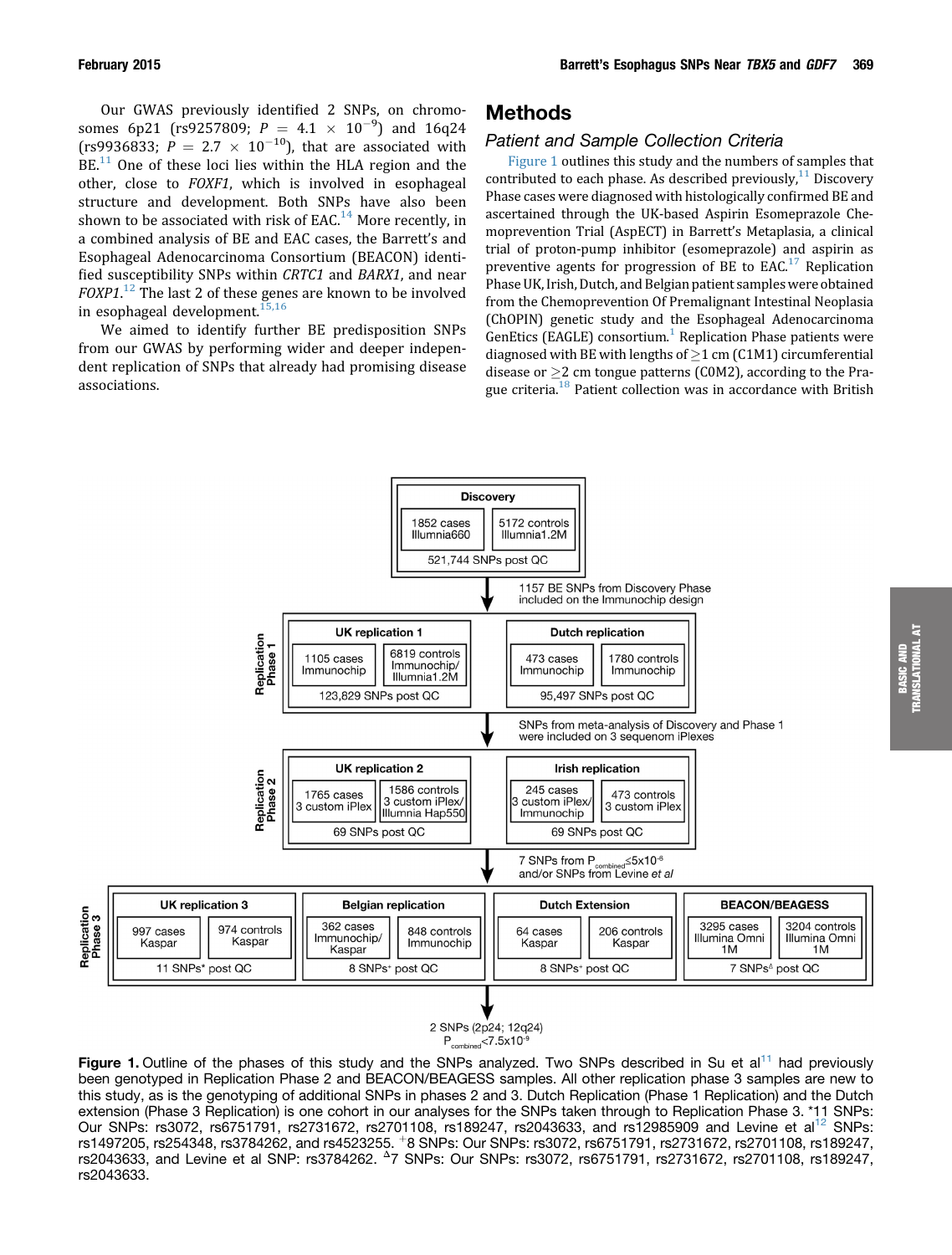Our GWAS previously identified 2 SNPs, on chromosomes 6p21 (rs9257809; $P = 4.1 \times 10^{-9}$) and 16q24 (rs9936833; $P = 2.7 \times 10^{-10}$), that are associated with BE.[11] One of these loci lies within the HLA region and the other, close to *FOXF1*, which is involved in esophageal structure and development. Both SNPs have also been shown to be associated with risk of EAC.[14] More recently, in a combined analysis of BE and EAC cases, the Barrett's and Esophageal Adenocarcinoma Consortium (BEACON) identified susceptibility SNPs within *CRTC1* and *BARX1*, and near *FOXP1*.[12] The last 2 of these genes are known to be involved in esophageal development.[15,16]

We aimed to identify further BE predisposition SNPs from our GWAS by performing wider and deeper independent replication of SNPs that already had promising disease associations.

# Methods

## Patient and Sample Collection Criteria

Figure 1 outlines this study and the numbers of samples that contributed to each phase. As described previously,[11] Discovery Phase cases were diagnosed with histologically confirmed BE and ascertained through the UK-based Aspirin Esomeprazole Chemoprevention Trial (AspECT) in Barrett's Metaplasia, a clinical trial of proton-pump inhibitor (esomeprazole) and aspirin as preventive agents for progression of BE to EAC.[17] Replication Phase UK, Irish, Dutch, and Belgian patient samples were obtained from the Chemoprevention Of Premalignant Intestinal Neoplasia (ChOPIN) genetic study and the Esophageal Adenocarcinoma GenEtics (EAGLE) consortium.[1] Replication Phase patients were diagnosed with BE with lengths of ≥1 cm (C1M1) circumferential disease or ≥2 cm tongue patterns (C0M2), according to the Prague criteria.[18] Patient collection was in accordance with British

**Discovery**: 1852 cases Illumina660; 5172 controls Illumina1.2M; 521,744 SNPs post QC

↓ 1157 BE SNPs from Discovery Phase included on the Immunochip design

**Replication Phase 1**
- UK replication 1: 1105 cases Immunochip; 6819 controls Immunochip/Illumina1.2M; 123,829 SNPs post QC
- Dutch replication: 473 cases Immunochip; 1780 controls Immunochip; 95,497 SNPs post QC

↓ SNPs from meta-analysis of Discovery and Phase 1 were included on 3 sequenom iPlexes

**Replication Phase 2**
- UK replication 2: 1765 cases 3 custom iPlex; 1586 controls 3 custom iPlex/Illumina Hap550; 69 SNPs post QC
- Irish replication: 245 cases 3 custom iPlex/Immunochip; 473 controls 3 custom iPlex; 69 SNPs post QC

↓ 7 SNPs from $P_{combined} \leq 5 \times 10^{-6}$ and/or SNPs from Levine et al

**Replication Phase 3**
- UK replication 3: 997 cases Kaspar; 974 controls Kaspar; 11 SNPs* post QC
- Belgian replication: 362 cases Immunochip/Kaspar; 848 controls Immunochip; 8 SNPs+ post QC
- Dutch Extension: 64 cases Kaspar; 206 controls Kaspar; 8 SNPs+ post QC
- BEACON/BEAGESS: 3295 cases Illumina Omni 1M; 3204 controls Illumina Omni 1M; 7 SNPs$^{\Delta}$ post QC

↓ 2 SNPs (2p24; 12q24) $P_{combined} < 7.5 \times 10^{-9}$

**Figure 1.** Outline of the phases of this study and the SNPs analyzed. Two SNPs described in Su et al[11] had previously been genotyped in Replication Phase 2 and BEACON/BEAGESS samples. All other replication phase 3 samples are new to this study, as is the genotyping of additional SNPs in phases 2 and 3. Dutch Replication (Phase 1 Replication) and the Dutch extension (Phase 3 Replication) is one cohort in our analyses for the SNPs taken through to Replication Phase 3. *11 SNPs: Our SNPs: rs3072, rs6751791, rs2731672, rs2701108, rs189247, rs2043633, and rs12985909 and Levine et al[12] SNPs: rs1497205, rs254348, rs3784262, and rs4523255. +8 SNPs: Our SNPs: rs3072, rs6751791, rs2731672, rs2701108, rs189247, rs2043633, and Levine et al SNP: rs3784262. $^{\Delta}$7 SNPs: Our SNPs: rs3072, rs6751791, rs2731672, rs2701108, rs189247, rs2043633.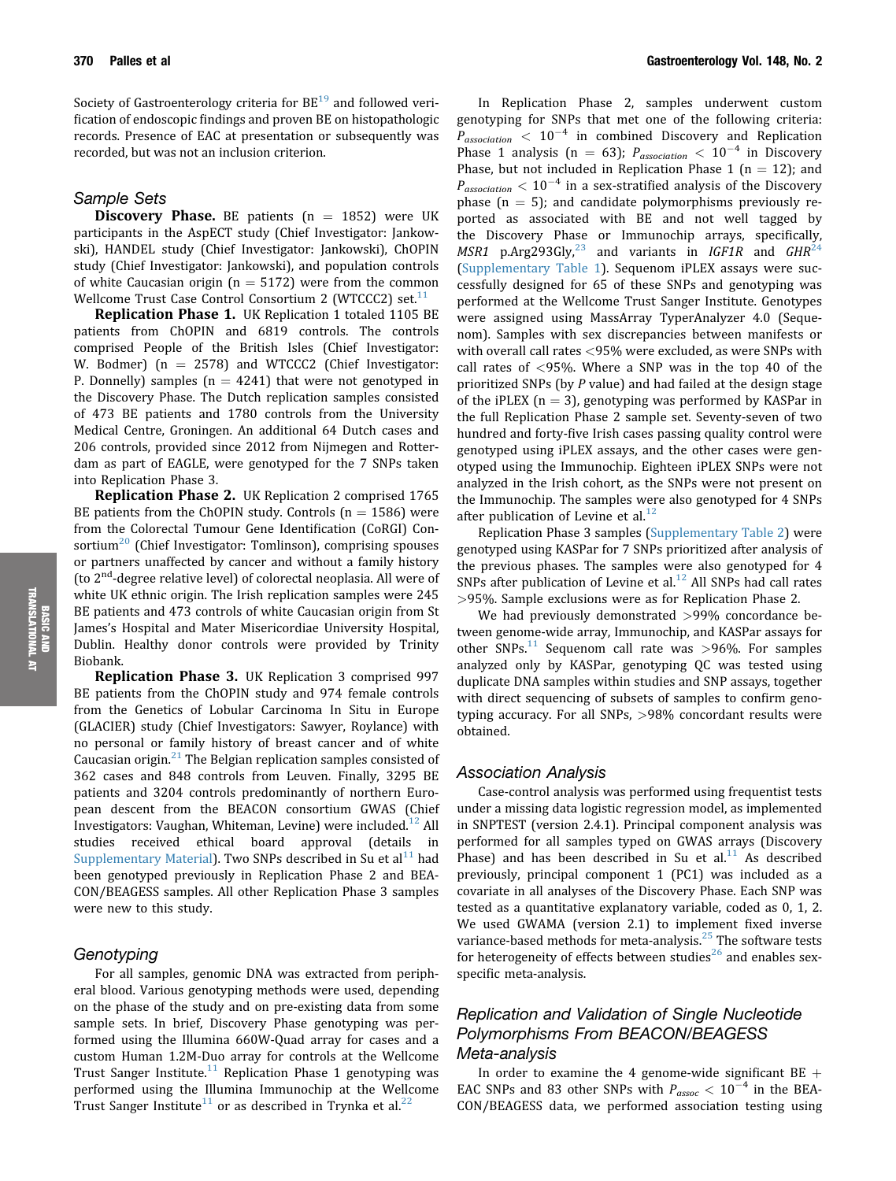Society of Gastroenterology criteria for BE[19] and followed verification of endoscopic findings and proven BE on histopathologic records. Presence of EAC at presentation or subsequently was recorded, but was not an inclusion criterion.

### Sample Sets

**Discovery Phase.** BE patients (n = 1852) were UK participants in the AspECT study (Chief Investigator: Jankowski), HANDEL study (Chief Investigator: Jankowski), ChOPIN study (Chief Investigator: Jankowski), and population controls of white Caucasian origin (n = 5172) were from the common Wellcome Trust Case Control Consortium 2 (WTCCC2) set.[11]

**Replication Phase 1.** UK Replication 1 totaled 1105 BE patients from ChOPIN and 6819 controls. The controls comprised People of the British Isles (Chief Investigator: W. Bodmer) (n = 2578) and WTCCC2 (Chief Investigator: P. Donnelly) samples (n = 4241) that were not genotyped in the Discovery Phase. The Dutch replication samples consisted of 473 BE patients and 1780 controls from the University Medical Centre, Groningen. An additional 64 Dutch cases and 206 controls, provided since 2012 from Nijmegen and Rotterdam as part of EAGLE, were genotyped for the 7 SNPs taken into Replication Phase 3.

**Replication Phase 2.** UK Replication 2 comprised 1765 BE patients from the ChOPIN study. Controls (n = 1586) were from the Colorectal Tumour Gene Identification (CoRGI) Consortium[20] (Chief Investigator: Tomlinson), comprising spouses or partners unaffected by cancer and without a family history (to 2nd-degree relative level) of colorectal neoplasia. All were of white UK ethnic origin. The Irish replication samples were 245 BE patients and 473 controls of white Caucasian origin from St James's Hospital and Mater Misericordiae University Hospital, Dublin. Healthy donor controls were provided by Trinity Biobank.

**Replication Phase 3.** UK Replication 3 comprised 997 BE patients from the ChOPIN study and 974 female controls from the Genetics of Lobular Carcinoma In Situ in Europe (GLACIER) study (Chief Investigators: Sawyer, Roylance) with no personal or family history of breast cancer and of white Caucasian origin.[21] The Belgian replication samples consisted of 362 cases and 848 controls from Leuven. Finally, 3295 BE patients and 3204 controls predominantly of northern European descent from the BEACON consortium GWAS (Chief Investigators: Vaughan, Whiteman, Levine) were included.[12] All studies received ethical board approval (details in Supplementary Material). Two SNPs described in Su et al[11] had been genotyped previously in Replication Phase 2 and BEACON/BEAGESS samples. All other Replication Phase 3 samples were new to this study.

### Genotyping

For all samples, genomic DNA was extracted from peripheral blood. Various genotyping methods were used, depending on the phase of the study and on pre-existing data from some sample sets. In brief, Discovery Phase genotyping was performed using the Illumina 660W-Quad array for cases and a custom Human 1.2M-Duo array for controls at the Wellcome Trust Sanger Institute.[11] Replication Phase 1 genotyping was performed using the Illumina Immunochip at the Wellcome Trust Sanger Institute[11] or as described in Trynka et al.[22]

In Replication Phase 2, samples underwent custom genotyping for SNPs that met one of the following criteria: $P_{association} < 10^{-4}$ in combined Discovery and Replication Phase 1 analysis (n = 63); $P_{association} < 10^{-4}$ in Discovery Phase, but not included in Replication Phase 1 (n = 12); and $P_{association} < 10^{-4}$ in a sex-stratified analysis of the Discovery phase (n = 5); and candidate polymorphisms previously reported as associated with BE and not well tagged by the Discovery Phase or Immunochip arrays, specifically, *MSR1* p.Arg293Gly,[23] and variants in *IGF1R* and *GHR*[24] (Supplementary Table 1). Sequenom iPLEX assays were successfully designed for 65 of these SNPs and genotyping was performed at the Wellcome Trust Sanger Institute. Genotypes were assigned using MassArray TyperAnalyzer 4.0 (Sequenom). Samples with sex discrepancies between manifests or with overall call rates <95% were excluded, as were SNPs with call rates of <95%. Where a SNP was in the top 40 of the prioritized SNPs (by P value) and had failed at the design stage of the iPLEX (n = 3), genotyping was performed by KASPar in the full Replication Phase 2 sample set. Seventy-seven of two hundred and forty-five Irish cases passing quality control were genotyped using iPLEX assays, and the other cases were genotyped using the Immunochip. Eighteen iPLEX SNPs were not analyzed in the Irish cohort, as the SNPs were not present on the Immunochip. The samples were also genotyped for 4 SNPs after publication of Levine et al.[12]

Replication Phase 3 samples (Supplementary Table 2) were genotyped using KASPar for 7 SNPs prioritized after analysis of the previous phases. The samples were also genotyped for 4 SNPs after publication of Levine et al.[12] All SNPs had call rates >95%. Sample exclusions were as for Replication Phase 2.

We had previously demonstrated >99% concordance between genome-wide array, Immunochip, and KASPar assays for other SNPs.[11] Sequenom call rate was >96%. For samples analyzed only by KASPar, genotyping QC was tested using duplicate DNA samples within studies and SNP assays, together with direct sequencing of subsets of samples to confirm genotyping accuracy. For all SNPs, >98% concordant results were obtained.

### Association Analysis

Case-control analysis was performed using frequentist tests under a missing data logistic regression model, as implemented in SNPTEST (version 2.4.1). Principal component analysis was performed for all samples typed on GWAS arrays (Discovery Phase) and has been described in Su et al.[11] As described previously, principal component 1 (PC1) was included as a covariate in all analyses of the Discovery Phase. Each SNP was tested as a quantitative explanatory variable, coded as 0, 1, 2. We used GWAMA (version 2.1) to implement fixed inverse variance-based methods for meta-analysis.[25] The software tests for heterogeneity of effects between studies[26] and enables sex-specific meta-analysis.

### Replication and Validation of Single Nucleotide Polymorphisms From BEACON/BEAGESS Meta-analysis

In order to examine the 4 genome-wide significant BE + EAC SNPs and 83 other SNPs with $P_{assoc} < 10^{-4}$ in the BEACON/BEAGESS data, we performed association testing using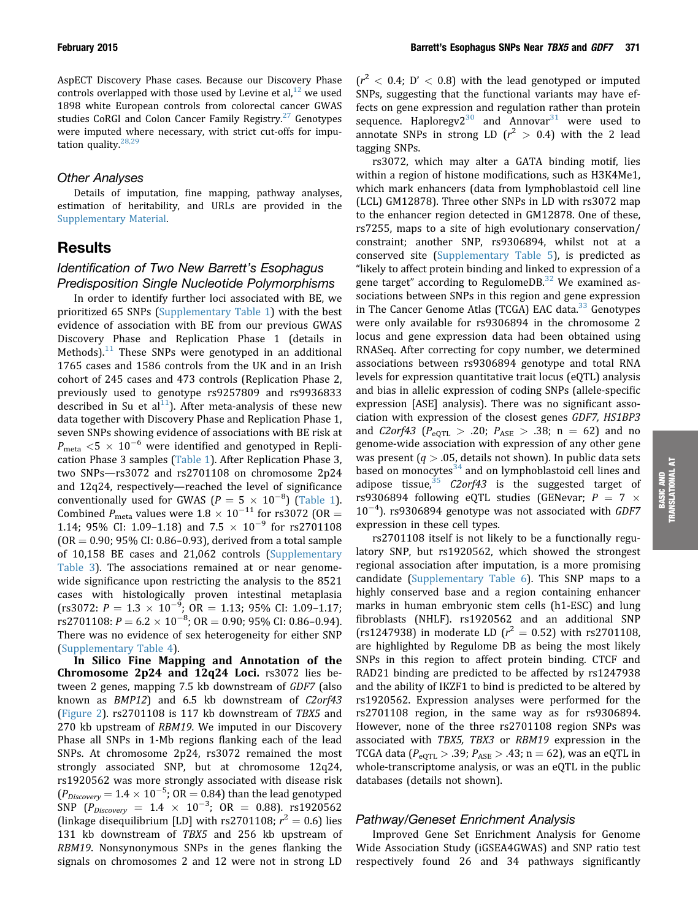AspECT Discovery Phase cases. Because our Discovery Phase controls overlapped with those used by Levine et al,[12] we used 1898 white European controls from colorectal cancer GWAS studies CoRGI and Colon Cancer Family Registry.[27] Genotypes were imputed where necessary, with strict cut-offs for imputation quality.[28,29]

### Other Analyses

Details of imputation, fine mapping, pathway analyses, estimation of heritability, and URLs are provided in the Supplementary Material.

## Results

### Identification of Two New Barrett's Esophagus Predisposition Single Nucleotide Polymorphisms

In order to identify further loci associated with BE, we prioritized 65 SNPs (Supplementary Table 1) with the best evidence of association with BE from our previous GWAS Discovery Phase and Replication Phase 1 (details in Methods).[11] These SNPs were genotyped in an additional 1765 cases and 1586 controls from the UK and in an Irish cohort of 245 cases and 473 controls (Replication Phase 2, previously used to genotype rs9257809 and rs9936833 described in Su et al[11]). After meta-analysis of these new data together with Discovery Phase and Replication Phase 1, seven SNPs showing evidence of associations with BE risk at $P_{meta} < 5 \times 10^{-6}$ were identified and genotyped in Replication Phase 3 samples (Table 1). After Replication Phase 3, two SNPs—rs3072 and rs2701108 on chromosome 2p24 and 12q24, respectively—reached the level of significance conventionally used for GWAS ($P = 5 \times 10^{-8}$) (Table 1). Combined $P_{meta}$ values were $1.8 \times 10^{-11}$ for rs3072 (OR = 1.14; 95% CI: 1.09–1.18) and $7.5 \times 10^{-9}$ for rs2701108 (OR = 0.90; 95% CI: 0.86–0.93), derived from a total sample of 10,158 BE cases and 21,062 controls (Supplementary Table 3). The associations remained at or near genome-wide significance upon restricting the analysis to the 8521 cases with histologically proven intestinal metaplasia (rs3072: $P = 1.3 \times 10^{-9}$; OR = 1.13; 95% CI: 1.09–1.17; rs2701108: $P = 6.2 \times 10^{-8}$; OR = 0.90; 95% CI: 0.86–0.94). There was no evidence of sex heterogeneity for either SNP (Supplementary Table 4).

**In Silico Fine Mapping and Annotation of the Chromosome 2p24 and 12q24 Loci.** rs3072 lies between 2 genes, mapping 7.5 kb downstream of *GDF7* (also known as *BMP12*) and 6.5 kb downstream of *C2orf43* (Figure 2). rs2701108 is 117 kb downstream of *TBX5* and 270 kb upstream of *RBM19*. We imputed in our Discovery Phase all SNPs in 1-Mb regions flanking each of the lead SNPs. At chromosome 2p24, rs3072 remained the most strongly associated SNP, but at chromosome 12q24, rs1920562 was more strongly associated with disease risk ($P_{Discovery} = 1.4 \times 10^{-5}$; OR = 0.84) than the lead genotyped SNP ($P_{Discovery} = 1.4 \times 10^{-3}$; OR = 0.88). rs1920562 (linkage disequilibrium [LD] with rs2701108; $r^2 = 0.6$) lies 131 kb downstream of *TBX5* and 256 kb upstream of *RBM19*. Nonsynonymous SNPs in the genes flanking the signals on chromosomes 2 and 12 were not in strong LD ($r^2 < 0.4$; D′ < 0.8) with the lead genotyped or imputed SNPs, suggesting that the functional variants may have effects on gene expression and regulation rather than protein sequence. Haploregv2[30] and Annovar[31] were used to annotate SNPs in strong LD ($r^2 > 0.4$) with the 2 lead tagging SNPs.

rs3072, which may alter a GATA binding motif, lies within a region of histone modifications, such as H3K4Me1, which mark enhancers (data from lymphoblastoid cell line (LCL) GM12878). Three other SNPs in LD with rs3072 map to the enhancer region detected in GM12878. One of these, rs7255, maps to a site of high evolutionary conservation/constraint; another SNP, rs9306894, whilst not at a conserved site (Supplementary Table 5), is predicted as "likely to affect protein binding and linked to expression of a gene target" according to RegulomeDB.[32] We examined associations between SNPs in this region and gene expression in The Cancer Genome Atlas (TCGA) EAC data.[33] Genotypes were only available for rs9306894 in the chromosome 2 locus and gene expression data had been obtained using RNASeq. After correcting for copy number, we determined associations between rs9306894 genotype and total RNA levels for expression quantitative trait locus (eQTL) analysis and bias in allelic expression of coding SNPs (allele-specific expression [ASE] analysis). There was no significant association with expression of the closest genes *GDF7*, *HS1BP3* and *C2orf43* ($P_{eQTL} > .20$; $P_{ASE} > .38$; n = 62) and no genome-wide association with expression of any other gene was present ($q > .05$, details not shown). In public data sets based on monocytes[34] and on lymphoblastoid cell lines and adipose tissue,[35] *C2orf43* is the suggested target of rs9306894 following eQTL studies (GENevar; $P = 7 \times 10^{-4}$). rs9306894 genotype was not associated with *GDF7* expression in these cell types.

rs2701108 itself is not likely to be a functionally regulatory SNP, but rs1920562, which showed the strongest regional association after imputation, is a more promising candidate (Supplementary Table 6). This SNP maps to a highly conserved base and a region containing enhancer marks in human embryonic stem cells (h1-ESC) and lung fibroblasts (NHLF). rs1920562 and an additional SNP (rs1247938) in moderate LD ($r^2 = 0.52$) with rs2701108, are highlighted by Regulome DB as being the most likely SNPs in this region to affect protein binding. CTCF and RAD21 binding are predicted to be affected by rs1247938 and the ability of IKZF1 to bind is predicted to be altered by rs1920562. Expression analyses were performed for the rs2701108 region, in the same way as for rs9306894. However, none of the three rs2701108 region SNPs was associated with *TBX5, TBX3* or *RBM19* expression in the TCGA data ($P_{eQTL} > .39$; $P_{ASE} > .43$; n = 62), was an eQTL in whole-transcriptome analysis, or was an eQTL in the public databases (details not shown).

### Pathway/Geneset Enrichment Analysis

Improved Gene Set Enrichment Analysis for Genome Wide Association Study (iGSEA4GWAS) and SNP ratio test respectively found 26 and 34 pathways significantly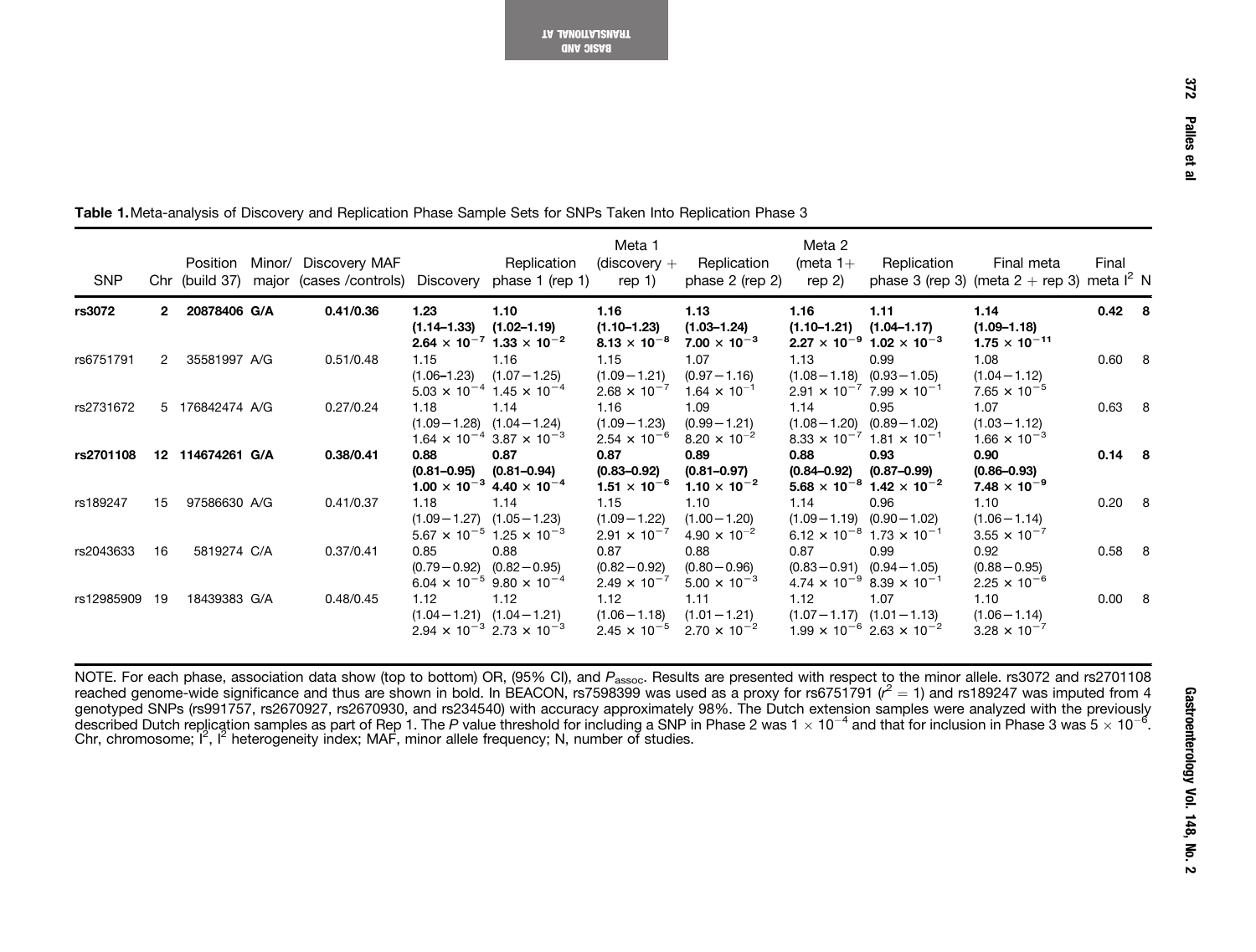**Table 1.** Meta-analysis of Discovery and Replication Phase Sample Sets for SNPs Taken Into Replication Phase 3

| SNP | Chr | Position (build 37) | Minor/ major | Discovery MAF (cases /controls) | Discovery | Replication phase 1 (rep 1) | Meta 1 (discovery + rep 1) | Replication phase 2 (rep 2) | Meta 2 (meta 1+ rep 2) | Replication phase 3 (rep 3) | Final meta (meta 2 + rep 3) | Final meta $I^2$ | N |
|---|---|---|---|---|---|---|---|---|---|---|---|---|---|
| **rs3072** | **2** | **20878406** | **G/A** | **0.41/0.36** | **1.23 (1.14–1.33) $2.64 \times 10^{-7}$** | **1.10 (1.02–1.19) $1.33 \times 10^{-2}$** | **1.16 (1.10–1.23) $8.13 \times 10^{-8}$** | **1.13 (1.03–1.24) $7.00 \times 10^{-3}$** | **1.16 (1.10–1.21) $2.27 \times 10^{-9}$** | **1.11 (1.04–1.17) $1.02 \times 10^{-3}$** | **1.14 (1.09–1.18) $1.75 \times 10^{-11}$** | **0.42** | **8** |
| rs6751791 | 2 | 35581997 | A/G | 0.51/0.48 | 1.15 (1.06–1.23) $5.03 \times 10^{-4}$ | 1.16 (1.07–1.25) $1.45 \times 10^{-4}$ | 1.15 (1.09–1.21) $2.68 \times 10^{-7}$ | 1.07 (0.97–1.16) $1.64 \times 10^{-1}$ | 1.13 (1.08–1.18) $2.91 \times 10^{-7}$ | 0.99 (0.93–1.05) $7.99 \times 10^{-1}$ | 1.08 (1.04–1.12) $7.65 \times 10^{-5}$ | 0.60 | 8 |
| rs2731672 | 5 | 176842474 | A/G | 0.27/0.24 | 1.18 (1.09–1.28) $1.64 \times 10^{-4}$ | 1.14 (1.04–1.24) $3.87 \times 10^{-3}$ | 1.16 (1.09–1.23) $2.54 \times 10^{-6}$ | 1.09 (0.99–1.21) $8.20 \times 10^{-2}$ | 1.14 (1.08–1.20) $8.33 \times 10^{-7}$ | 0.95 (0.89–1.02) $1.81 \times 10^{-1}$ | 1.07 (1.03–1.12) $1.66 \times 10^{-3}$ | 0.63 | 8 |
| **rs2701108** | **12** | **114674261** | **G/A** | **0.38/0.41** | **0.88 (0.81–0.95) $1.00 \times 10^{-3}$** | **0.87 (0.81–0.94) $4.40 \times 10^{-4}$** | **0.87 (0.83–0.92) $1.51 \times 10^{-6}$** | **0.89 (0.81–0.97) $1.10 \times 10^{-2}$** | **0.88 (0.84–0.92) $5.68 \times 10^{-8}$** | **0.93 (0.87–0.99) $1.42 \times 10^{-2}$** | **0.90 (0.86–0.93) $7.48 \times 10^{-9}$** | **0.14** | **8** |
| rs189247 | 15 | 97586630 | A/G | 0.41/0.37 | 1.18 (1.09–1.27) $5.67 \times 10^{-5}$ | 1.14 (1.05–1.23) $1.25 \times 10^{-3}$ | 1.15 (1.09–1.22) $2.91 \times 10^{-7}$ | 1.10 (1.00–1.20) $4.90 \times 10^{-2}$ | 1.14 (1.09–1.19) $6.12 \times 10^{-8}$ | 0.96 (0.90–1.02) $1.73 \times 10^{-1}$ | 1.10 (1.06–1.14) $3.55 \times 10^{-7}$ | 0.20 | 8 |
| rs2043633 | 16 | 5819274 | C/A | 0.37/0.41 | 0.85 (0.79–0.92) $6.04 \times 10^{-5}$ | 0.88 (0.82–0.95) $9.80 \times 10^{-4}$ | 0.87 (0.82–0.92) $2.49 \times 10^{-7}$ | 0.88 (0.80–0.96) $5.00 \times 10^{-3}$ | 0.87 (0.83–0.91) $4.74 \times 10^{-9}$ | 0.99 (0.94–1.05) $8.39 \times 10^{-1}$ | 0.92 (0.88–0.95) $2.25 \times 10^{-6}$ | 0.58 | 8 |
| rs12985909 | 19 | 18439383 | G/A | 0.48/0.45 | 1.12 (1.04–1.21) $2.94 \times 10^{-3}$ | 1.12 (1.04–1.21) $2.73 \times 10^{-3}$ | 1.12 (1.06–1.18) $2.45 \times 10^{-5}$ | 1.11 (1.01–1.21) $2.70 \times 10^{-2}$ | 1.12 (1.07–1.17) $1.99 \times 10^{-6}$ | 1.07 (1.01–1.13) $2.63 \times 10^{-2}$ | 1.10 (1.06–1.14) $3.28 \times 10^{-7}$ | 0.00 | 8 |

NOTE. For each phase, association data show (top to bottom) OR, (95% CI), and $P_{assoc}$. Results are presented with respect to the minor allele. rs3072 and rs2701108 reached genome-wide significance and thus are shown in bold. In BEACON, rs7598399 was used as a proxy for rs6751791 ($r^2 = 1$) and rs189247 was imputed from 4 genotyped SNPs (rs991757, rs2670927, rs2670930, and rs234540) with accuracy approximately 98%. The Dutch extension samples were analyzed with the previously described Dutch replication samples as part of Rep 1. The *P* value threshold for including a SNP in Phase 2 was $1 \times 10^{-4}$ and that for inclusion in Phase 3 was $5 \times 10^{-6}$. Chr, chromosome; $I^2$, $I^2$ heterogeneity index; MAF, minor allele frequency; N, number of studies.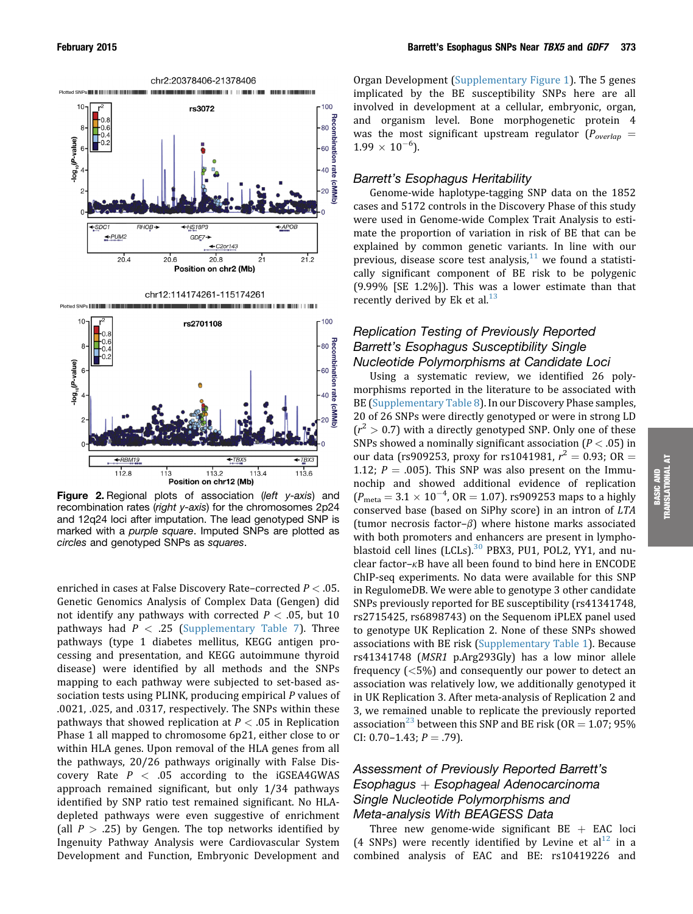Figure 2. Regional plots of association (*left y-axis*) and recombination rates (*right y-axis*) for the chromosomes 2p24 and 12q24 loci after imputation. The lead genotyped SNP is marked with a *purple square*. Imputed SNPs are plotted as *circles* and genotyped SNPs as *squares*.

enriched in cases at False Discovery Rate–corrected $P < .05$. Genetic Genomics Analysis of Complex Data (Gengen) did not identify any pathways with corrected $P < .05$, but 10 pathways had $P < .25$ (Supplementary Table 7). Three pathways (type 1 diabetes mellitus, KEGG antigen processing and presentation, and KEGG autoimmune thyroid disease) were identified by all methods and the SNPs mapping to each pathway were subjected to set-based association tests using PLINK, producing empirical *P* values of .0021, .025, and .0317, respectively. The SNPs within these pathways that showed replication at $P < .05$ in Replication Phase 1 all mapped to chromosome 6p21, either close to or within HLA genes. Upon removal of the HLA genes from all the pathways, 20/26 pathways originally with False Discovery Rate $P < .05$ according to the iGSEA4GWAS approach remained significant, but only 1/34 pathways identified by SNP ratio test remained significant. No HLA-depleted pathways were even suggestive of enrichment (all $P > .25$) by Gengen. The top networks identified by Ingenuity Pathway Analysis were Cardiovascular System Development and Function, Embryonic Development and Organ Development (Supplementary Figure 1). The 5 genes implicated by the BE susceptibility SNPs here are all involved in development at a cellular, embryonic, organ, and organism level. Bone morphogenetic protein 4 was the most significant upstream regulator ($P_{overlap} = 1.99 \times 10^{-6}$).

## *Barrett's Esophagus Heritability*

Genome-wide haplotype-tagging SNP data on the 1852 cases and 5172 controls in the Discovery Phase of this study were used in Genome-wide Complex Trait Analysis to estimate the proportion of variation in risk of BE that can be explained by common genetic variants. In line with our previous, disease score test analysis,[11] we found a statistically significant component of BE risk to be polygenic (9.99% [SE 1.2%]). This was a lower estimate than that recently derived by Ek et al.[13]

## *Replication Testing of Previously Reported Barrett's Esophagus Susceptibility Single Nucleotide Polymorphisms at Candidate Loci*

Using a systematic review, we identified 26 polymorphisms reported in the literature to be associated with BE (Supplementary Table 8). In our Discovery Phase samples, 20 of 26 SNPs were directly genotyped or were in strong LD ($r^2 > 0.7$) with a directly genotyped SNP. Only one of these SNPs showed a nominally significant association ($P < .05$) in our data (rs909253, proxy for rs1041981, $r^2 = 0.93$; OR = 1.12; $P = .005$). This SNP was also present on the Immunochip and showed additional evidence of replication ($P_{meta} = 3.1 \times 10^{-4}$, OR = 1.07). rs909253 maps to a highly conserved base (based on SiPhy score) in an intron of *LTA* (tumor necrosis factor–$\beta$) where histone marks associated with both promoters and enhancers are present in lymphoblastoid cell lines (LCLs).[30] PBX3, PU1, POL2, YY1, and nuclear factor–$\kappa$B have all been found to bind here in ENCODE ChIP-seq experiments. No data were available for this SNP in RegulomeDB. We were able to genotype 3 other candidate SNPs previously reported for BE susceptibility (rs41341748, rs2715425, rs6898743) on the Sequenom iPLEX panel used to genotype UK Replication 2. None of these SNPs showed associations with BE risk (Supplementary Table 1). Because rs41341748 (*MSR1* p.Arg293Gly) has a low minor allele frequency (<5%) and consequently our power to detect an association was relatively low, we additionally genotyped it in UK Replication 3. After meta-analysis of Replication 2 and 3, we remained unable to replicate the previously reported association[23] between this SNP and BE risk (OR = 1.07; 95% CI: 0.70–1.43; $P = .79$).

## *Assessment of Previously Reported Barrett's Esophagus + Esophageal Adenocarcinoma Single Nucleotide Polymorphisms and Meta-analysis With BEAGESS Data*

Three new genome-wide significant BE + EAC loci (4 SNPs) were recently identified by Levine et al[12] in a combined analysis of EAC and BE: rs10419226 and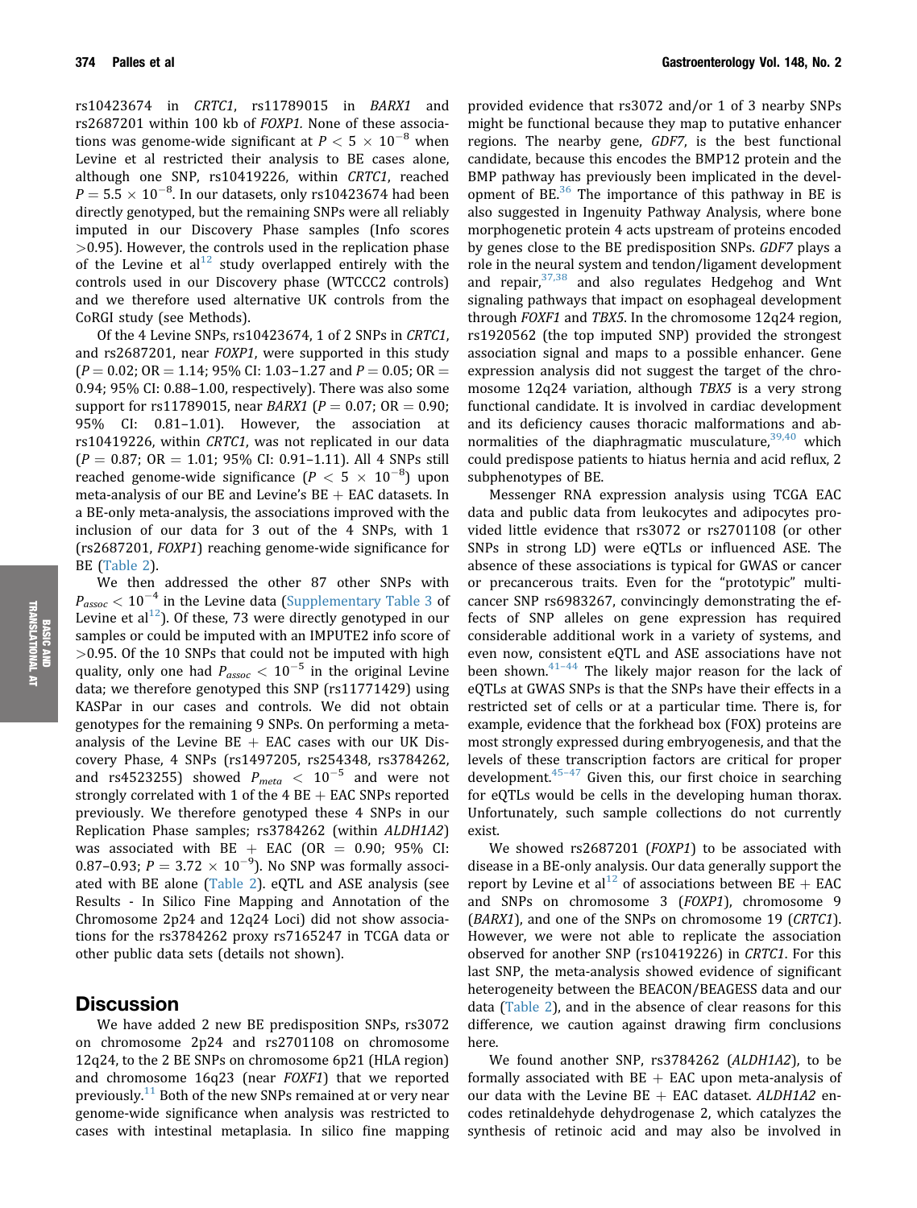rs10423674 in *CRTC1*, rs11789015 in *BARX1* and rs2687201 within 100 kb of *FOXP1.* None of these associations was genome-wide significant at $P < 5 \times 10^{-8}$ when Levine et al restricted their analysis to BE cases alone, although one SNP, rs10419226, within *CRTC1*, reached $P = 5.5 \times 10^{-8}$. In our datasets, only rs10423674 had been directly genotyped, but the remaining SNPs were all reliably imputed in our Discovery Phase samples (Info scores >0.95). However, the controls used in the replication phase of the Levine et al[12] study overlapped entirely with the controls used in our Discovery phase (WTCCC2 controls) and we therefore used alternative UK controls from the CoRGI study (see Methods).

Of the 4 Levine SNPs, rs10423674, 1 of 2 SNPs in *CRTC1*, and rs2687201, near *FOXP1*, were supported in this study ($P = 0.02$; OR = 1.14; 95% CI: 1.03–1.27 and $P = 0.05$; OR = 0.94; 95% CI: 0.88–1.00, respectively). There was also some support for rs11789015, near *BARX1* ($P = 0.07$; OR = 0.90; 95% CI: 0.81–1.01). However, the association at rs10419226, within *CRTC1*, was not replicated in our data ($P = 0.87$; OR = 1.01; 95% CI: 0.91–1.11). All 4 SNPs still reached genome-wide significance ($P < 5 \times 10^{-8}$) upon meta-analysis of our BE and Levine's BE + EAC datasets. In a BE-only meta-analysis, the associations improved with the inclusion of our data for 3 out of the 4 SNPs, with 1 (rs2687201, *FOXP1*) reaching genome-wide significance for BE (Table 2).

We then addressed the other 87 other SNPs with $P_{assoc} < 10^{-4}$ in the Levine data (Supplementary Table 3 of Levine et al[12]). Of these, 73 were directly genotyped in our samples or could be imputed with an IMPUTE2 info score of >0.95. Of the 10 SNPs that could not be imputed with high quality, only one had $P_{assoc} < 10^{-5}$ in the original Levine data; we therefore genotyped this SNP (rs11771429) using KASPar in our cases and controls. We did not obtain genotypes for the remaining 9 SNPs. On performing a meta-analysis of the Levine BE + EAC cases with our UK Discovery Phase, 4 SNPs (rs1497205, rs254348, rs3784262, and rs4523255) showed $P_{meta} < 10^{-5}$ and were not strongly correlated with 1 of the 4 BE + EAC SNPs reported previously. We therefore genotyped these 4 SNPs in our Replication Phase samples; rs3784262 (within *ALDH1A2*) was associated with BE + EAC (OR = 0.90; 95% CI: 0.87–0.93; $P = 3.72 \times 10^{-9}$). No SNP was formally associated with BE alone (Table 2). eQTL and ASE analysis (see Results - In Silico Fine Mapping and Annotation of the Chromosome 2p24 and 12q24 Loci) did not show associations for the rs3784262 proxy rs7165247 in TCGA data or other public data sets (details not shown).

## Discussion

We have added 2 new BE predisposition SNPs, rs3072 on chromosome 2p24 and rs2701108 on chromosome 12q24, to the 2 BE SNPs on chromosome 6p21 (HLA region) and chromosome 16q23 (near *FOXF1*) that we reported previously.[11] Both of the new SNPs remained at or very near genome-wide significance when analysis was restricted to cases with intestinal metaplasia. In silico fine mapping provided evidence that rs3072 and/or 1 of 3 nearby SNPs might be functional because they map to putative enhancer regions. The nearby gene, *GDF7*, is the best functional candidate, because this encodes the BMP12 protein and the BMP pathway has previously been implicated in the development of BE.[36] The importance of this pathway in BE is also suggested in Ingenuity Pathway Analysis, where bone morphogenetic protein 4 acts upstream of proteins encoded by genes close to the BE predisposition SNPs. *GDF7* plays a role in the neural system and tendon/ligament development and repair,[37,38] and also regulates Hedgehog and Wnt signaling pathways that impact on esophageal development through *FOXF1* and *TBX5*. In the chromosome 12q24 region, rs1920562 (the top imputed SNP) provided the strongest association signal and maps to a possible enhancer. Gene expression analysis did not suggest the target of the chromosome 12q24 variation, although *TBX5* is a very strong functional candidate. It is involved in cardiac development and its deficiency causes thoracic malformations and abnormalities of the diaphragmatic musculature,[39,40] which could predispose patients to hiatus hernia and acid reflux, 2 subphenotypes of BE.

Messenger RNA expression analysis using TCGA EAC data and public data from leukocytes and adipocytes provided little evidence that rs3072 or rs2701108 (or other SNPs in strong LD) were eQTLs or influenced ASE. The absence of these associations is typical for GWAS or cancer or precancerous traits. Even for the "prototypic" multicancer SNP rs6983267, convincingly demonstrating the effects of SNP alleles on gene expression has required considerable additional work in a variety of systems, and even now, consistent eQTL and ASE associations have not been shown.[41–44] The likely major reason for the lack of eQTLs at GWAS SNPs is that the SNPs have their effects in a restricted set of cells or at a particular time. There is, for example, evidence that the forkhead box (FOX) proteins are most strongly expressed during embryogenesis, and that the levels of these transcription factors are critical for proper development.[45–47] Given this, our first choice in searching for eQTLs would be cells in the developing human thorax. Unfortunately, such sample collections do not currently exist.

We showed rs2687201 (*FOXP1*) to be associated with disease in a BE-only analysis. Our data generally support the report by Levine et al[12] of associations between BE + EAC and SNPs on chromosome 3 (*FOXP1*), chromosome 9 (*BARX1*), and one of the SNPs on chromosome 19 (*CRTC1*). However, we were not able to replicate the association observed for another SNP (rs10419226) in *CRTC1*. For this last SNP, the meta-analysis showed evidence of significant heterogeneity between the BEACON/BEAGESS data and our data (Table 2), and in the absence of clear reasons for this difference, we caution against drawing firm conclusions here.

We found another SNP, rs3784262 (*ALDH1A2*), to be formally associated with BE + EAC upon meta-analysis of our data with the Levine BE + EAC dataset. *ALDH1A2* encodes retinaldehyde dehydrogenase 2, which catalyzes the synthesis of retinoic acid and may also be involved in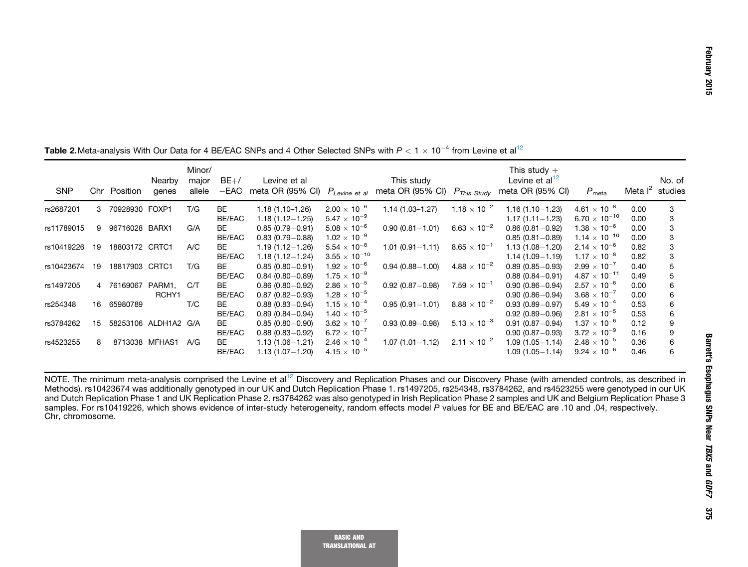**Table 2.** Meta-analysis With Our Data for 4 BE/EAC SNPs and 4 Other Selected SNPs with $P < 1 \times 10^{-4}$ from Levine et al[12]

| SNP | Chr | Position | Nearby genes | Minor/major allele | BE+/−EAC | Levine et al meta OR (95% CI) | $P_{Levine\ et\ al}$ | This study meta OR (95% CI) | $P_{This\ Study}$ | This study + Levine et al[12] meta OR (95% CI) | $P_{meta}$ | Meta $I^2$ | No. of studies |
|---|---|---|---|---|---|---|---|---|---|---|---|---|---|
| rs2687201 | 3 | 70928930 | FOXP1 | T/G | BE | 1.18 (1.10–1.26) | $2.00 \times 10^{-6}$ | 1.14 (1.03–1.27) | $1.18 \times 10^{-2}$ | 1.16 (1.10−1.23) | $4.61 \times 10^{-8}$ | 0.00 | 3 |
| | | | | | BE/EAC | 1.18 (1.12−1.25) | $5.47 \times 10^{-9}$ | | | 1.17 (1.11−1.23) | $6.70 \times 10^{-10}$ | 0.00 | 3 |
| rs11789015 | 9 | 96716028 | BARX1 | G/A | BE | 0.85 (0.79−0.91) | $5.08 \times 10^{-6}$ | 0.90 (0.81−1.01) | $6.63 \times 10^{-2}$ | 0.86 (0.81−0.92) | $1.38 \times 10^{-6}$ | 0.00 | 3 |
| | | | | | BE/EAC | 0.83 (0.79−0.88) | $1.02 \times 10^{-9}$ | | | 0.85 (0.81−0.89) | $1.14 \times 10^{-10}$ | 0.00 | 3 |
| rs10419226 | 19 | 18803172 | CRTC1 | A/C | BE | 1.19 (1.12−1.26) | $5.54 \times 10^{-8}$ | 1.01 (0.91−1.11) | $8.65 \times 10^{-1}$ | 1.13 (1.08−1.20) | $2.14 \times 10^{-6}$ | 0.82 | 3 |
| | | | | | BE/EAC | 1.18 (1.12−1.24) | $3.55 \times 10^{-10}$ | | | 1.14 (1.09−1.19) | $1.17 \times 10^{-8}$ | 0.82 | 3 |
| rs10423674 | 19 | 18817903 | CRTC1 | T/G | BE | 0.85 (0.80−0.91) | $1.92 \times 10^{-6}$ | 0.94 (0.88−1.00) | $4.88 \times 10^{-2}$ | 0.89 (0.85−0.93) | $2.99 \times 10^{-7}$ | 0.40 | 5 |
| | | | | | BE/EAC | 0.84 (0.80−0.89) | $1.75 \times 10^{-9}$ | | | 0.88 (0.84−0.91) | $4.87 \times 10^{-11}$ | 0.49 | 5 |
| rs1497205 | 4 | 76169067 | PARM1, RCHY1 | C/T | BE | 0.86 (0.80−0.92) | $2.86 \times 10^{-5}$ | 0.92 (0.87−0.98) | $7.59 \times 10^{-1}$ | 0.90 (0.86−0.94) | $2.57 \times 10^{-6}$ | 0.00 | 6 |
| | | | | | BE/EAC | 0.87 (0.82−0.93) | $1.28 \times 10^{-5}$ | | | 0.90 (0.86−0.94) | $3.68 \times 10^{-7}$ | 0.00 | 6 |
| rs254348 | 16 | 65980789 | | T/C | BE | 0.88 (0.83−0.94) | $1.15 \times 10^{-4}$ | 0.95 (0.91−1.01) | $8.88 \times 10^{-2}$ | 0.93 (0.89−0.97) | $5.49 \times 10^{-4}$ | 0.53 | 6 |
| | | | | | BE/EAC | 0.89 (0.84−0.94) | $1.40 \times 10^{-5}$ | | | 0.92 (0.89−0.96) | $2.81 \times 10^{-5}$ | 0.53 | 6 |
| rs3784262 | 15 | 58253106 | ALDH1A2 | G/A | BE | 0.85 (0.80−0.90) | $3.62 \times 10^{-7}$ | 0.93 (0.89−0.98) | $5.13 \times 10^{-3}$ | 0.91 (0.87−0.94) | $1.37 \times 10^{-6}$ | 0.12 | 9 |
| | | | | | BE/EAC | 0.88 (0.83−0.92) | $6.72 \times 10^{-7}$ | | | 0.90 (0.87−0.93) | $3.72 \times 10^{-9}$ | 0.16 | 9 |
| rs4523255 | 8 | 8713038 | MFHAS1 | A/G | BE | 1.13 (1.06−1.21) | $2.46 \times 10^{-4}$ | 1.07 (1.01−1.12) | $2.11 \times 10^{-2}$ | 1.09 (1.05−1.14) | $2.48 \times 10^{-5}$ | 0.36 | 6 |
| | | | | | BE/EAC | 1.13 (1.07−1.20) | $4.15 \times 10^{-5}$ | | | 1.09 (1.05−1.14) | $9.24 \times 10^{-6}$ | 0.46 | 6 |

NOTE. The minimum meta-analysis comprised the Levine et al[12] Discovery and Replication Phases and our Discovery Phase (with amended controls, as described in Methods). rs10423674 was additionally genotyped in our UK and Dutch Replication Phase 1. rs1497205, rs254348, rs3784262, and rs4523255 were genotyped in our UK and Dutch Replication Phase 1 and UK Replication Phase 2. rs3784262 was also genotyped in Irish Replication Phase 2 samples and UK and Belgium Replication Phase 3 samples. For rs10419226, which shows evidence of inter-study heterogeneity, random effects model *P* values for BE and BE/EAC are .10 and .04, respectively.
Chr, chromosome.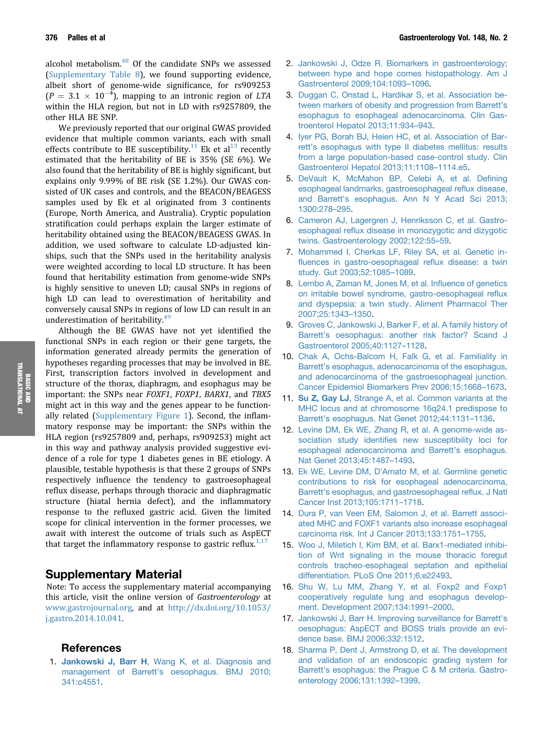alcohol metabolism.[48] Of the candidate SNPs we assessed (Supplementary Table 8), we found supporting evidence, albeit short of genome-wide significance, for rs909253 ($P = 3.1 \times 10^{-4}$), mapping to an intronic region of *LTA* within the HLA region, but not in LD with rs9257809, the other HLA BE SNP.

We previously reported that our original GWAS provided evidence that multiple common variants, each with small effects contribute to BE susceptibility.[11] Ek et al[13] recently estimated that the heritability of BE is 35% (SE 6%). We also found that the heritability of BE is highly significant, but explains only 9.99% of BE risk (SE 1.2%). Our GWAS consisted of UK cases and controls, and the BEACON/BEAGESS samples used by Ek et al originated from 3 continents (Europe, North America, and Australia). Cryptic population stratification could perhaps explain the larger estimate of heritability obtained using the BEACON/BEAGESS GWAS. In addition, we used software to calculate LD-adjusted kinships, such that the SNPs used in the heritability analysis were weighted according to local LD structure. It has been found that heritability estimation from genome-wide SNPs is highly sensitive to uneven LD; causal SNPs in regions of high LD can lead to overestimation of heritability and conversely causal SNPs in regions of low LD can result in an underestimation of heritability.[49]

Although the BE GWAS have not yet identified the functional SNPs in each region or their gene targets, the information generated already permits the generation of hypotheses regarding processes that may be involved in BE. First, transcription factors involved in development and structure of the thorax, diaphragm, and esophagus may be important: the SNPs near *FOXF1*, *FOXP1*, *BARX1*, and *TBX5* might act in this way and the genes appear to be functionally related (Supplementary Figure 1). Second, the inflammatory response may be important: the SNPs within the HLA region (rs9257809 and, perhaps, rs909253) might act in this way and pathway analysis provided suggestive evidence of a role for type 1 diabetes genes in BE etiology. A plausible, testable hypothesis is that these 2 groups of SNPs respectively influence the tendency to gastroesophageal reflux disease, perhaps through thoracic and diaphragmatic structure (hiatal hernia defect), and the inflammatory response to the refluxed gastric acid. Given the limited scope for clinical intervention in the former processes, we await with interest the outcome of trials such as AspECT that target the inflammatory response to gastric reflux.[1,17]

## Supplementary Material

Note: To access the supplementary material accompanying this article, visit the online version of *Gastroenterology* at www.gastrojournal.org, and at http://dx.doi.org/10.1053/j.gastro.2014.10.041.

## References

1. **Jankowski J, Barr H**, Wang K, et al. Diagnosis and management of Barrett's oesophagus. BMJ 2010;341:c4551.
2. Jankowski J, Odze R. Biomarkers in gastroenterology; between hype and hope comes histopathology. Am J Gastroenterol 2009;104:1093–1096.
3. Duggan C, Onstad L, Hardikar S, et al. Association between markers of obesity and progression from Barrett's esophagus to esophageal adenocarcinoma. Clin Gastroenterol Hepatol 2013;11:934–943.
4. Iyer PG, Borah BJ, Heien HC, et al. Association of Barrett's esophagus with type II diabetes mellitus: results from a large population-based case-control study. Clin Gastroenterol Hepatol 2013;11:1108–1114.e5.
5. DeVault K, McMahon BP, Celebi A, et al. Defining esophageal landmarks, gastroesophageal reflux disease, and Barrett's esophagus. Ann N Y Acad Sci 2013;1300:278–295.
6. Cameron AJ, Lagergren J, Henriksson C, et al. Gastroesophageal reflux disease in monozygotic and dizygotic twins. Gastroenterology 2002;122:55–59.
7. Mohammed I, Cherkas LF, Riley SA, et al. Genetic influences in gastro-oesophageal reflux disease: a twin study. Gut 2003;52:1085–1089.
8. Lembo A, Zaman M, Jones M, et al. Influence of genetics on irritable bowel syndrome, gastro-oesophageal reflux and dyspepsia: a twin study. Aliment Pharmacol Ther 2007;25:1343–1350.
9. Groves C, Jankowski J, Barker F, et al. A family history of Barrett's oesophagus: another risk factor? Scand J Gastroenterol 2005;40:1127–1128.
10. Chak A, Ochs-Balcom H, Falk G, et al. Familiality in Barrett's esophagus, adenocarcinoma of the esophagus, and adenocarcinoma of the gastroesophageal junction. Cancer Epidemiol Biomarkers Prev 2006;15:1668–1673.
11. **Su Z, Gay LJ**, Strange A, et al. Common variants at the MHC locus and at chromosome 16q24.1 predispose to Barrett's esophagus. Nat Genet 2012;44:1131–1136.
12. Levine DM, Ek WE, Zhang R, et al. A genome-wide association study identifies new susceptibility loci for esophageal adenocarcinoma and Barrett's esophagus. Nat Genet 2013;45:1487–1493.
13. Ek WE, Levine DM, D'Amato M, et al. Germline genetic contributions to risk for esophageal adenocarcinoma, Barrett's esophagus, and gastroesophageal reflux. J Natl Cancer Inst 2013;105:1711–1718.
14. Dura P, van Veen EM, Salomon J, et al. Barrett associated MHC and FOXF1 variants also increase esophageal carcinoma risk. Int J Cancer 2013;133:1751–1755.
15. Woo J, Miletich I, Kim BM, et al. Barx1-mediated inhibition of Wnt signaling in the mouse thoracic foregut controls tracheo-esophageal septation and epithelial differentiation. PLoS One 2011;6:e22493.
16. Shu W, Lu MM, Zhang Y, et al. Foxp2 and Foxp1 cooperatively regulate lung and esophagus development. Development 2007;134:1991–2000.
17. Jankowski J, Barr H. Improving surveillance for Barrett's oesophagus: AspECT and BOSS trials provide an evidence base. BMJ 2006;332:1512.
18. Sharma P, Dent J, Armstrong D, et al. The development and validation of an endoscopic grading system for Barrett's esophagus: the Prague C & M criteria. Gastroenterology 2006;131:1392–1399.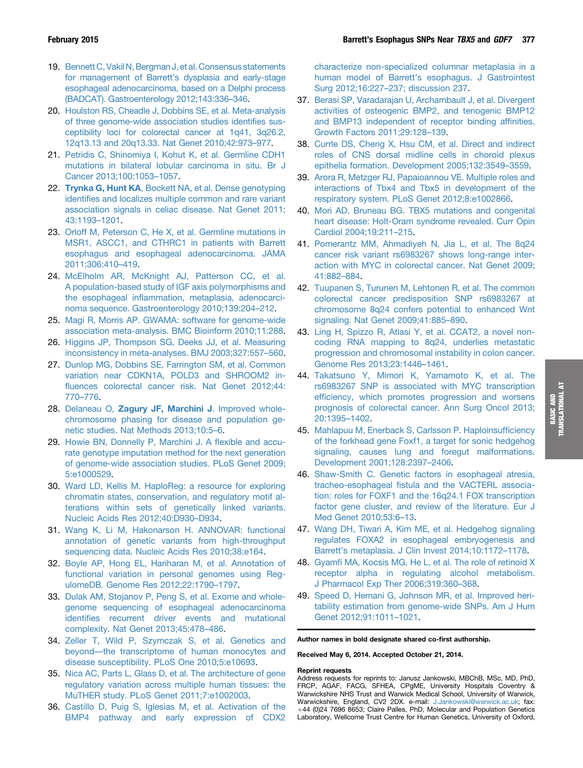19. Bennett C, Vakil N, Bergman J, et al. Consensus statements for management of Barrett's dysplasia and early-stage esophageal adenocarcinoma, based on a Delphi process (BADCAT). Gastroenterology 2012;143:336–346.
20. Houlston RS, Cheadle J, Dobbins SE, et al. Meta-analysis of three genome-wide association studies identifies susceptibility loci for colorectal cancer at 1q41, 3q26.2, 12q13.13 and 20q13.33. Nat Genet 2010;42:973–977.
21. Petridis C, Shinomiya I, Kohut K, et al. Germline CDH1 mutations in bilateral lobular carcinoma in situ. Br J Cancer 2013;100:1053–1057.
22. **Trynka G, Hunt KA**, Bockett NA, et al. Dense genotyping identifies and localizes multiple common and rare variant association signals in celiac disease. Nat Genet 2011; 43:1193–1201.
23. Orloff M, Peterson C, He X, et al. Germline mutations in MSR1, ASCC1, and CTHRC1 in patients with Barrett esophagus and esophageal adenocarcinoma. JAMA 2011;306:410–419.
24. McElholm AR, McKnight AJ, Patterson CC, et al. A population-based study of IGF axis polymorphisms and the esophageal inflammation, metaplasia, adenocarcinoma sequence. Gastroenterology 2010;139:204–212.
25. Magi R, Morris AP. GWAMA: software for genome-wide association meta-analysis. BMC Bioinform 2010;11:288.
26. Higgins JP, Thompson SG, Deeks JJ, et al. Measuring inconsistency in meta-analyses. BMJ 2003;327:557–560.
27. Dunlop MG, Dobbins SE, Farrington SM, et al. Common variation near CDKN1A, POLD3 and SHROOM2 influences colorectal cancer risk. Nat Genet 2012;44: 770–776.
28. Delaneau O, **Zagury JF, Marchini J**. Improved whole-chromosome phasing for disease and population genetic studies. Nat Methods 2013;10:5–6.
29. Howie BN, Donnelly P, Marchini J. A flexible and accurate genotype imputation method for the next generation of genome-wide association studies. PLoS Genet 2009; 5:e1000529.
30. Ward LD, Kellis M. HaploReg: a resource for exploring chromatin states, conservation, and regulatory motif alterations within sets of genetically linked variants. Nucleic Acids Res 2012;40:D930–D934.
31. Wang K, Li M, Hakonarson H. ANNOVAR: functional annotation of genetic variants from high-throughput sequencing data. Nucleic Acids Res 2010;38:e164.
32. Boyle AP, Hong EL, Hariharan M, et al. Annotation of functional variation in personal genomes using RegulomeDB. Genome Res 2012;22:1790–1797.
33. Dulak AM, Stojanov P, Peng S, et al. Exome and whole-genome sequencing of esophageal adenocarcinoma identifies recurrent driver events and mutational complexity. Nat Genet 2013;45:478–486.
34. Zeller T, Wild P, Szymczak S, et al. Genetics and beyond—the transcriptome of human monocytes and disease susceptibility. PLoS One 2010;5:e10693.
35. Nica AC, Parts L, Glass D, et al. The architecture of gene regulatory variation across multiple human tissues: the MuTHER study. PLoS Genet 2011;7:e1002003.
36. Castillo D, Puig S, Iglesias M, et al. Activation of the BMP4 pathway and early expression of CDX2 characterize non-specialized columnar metaplasia in a human model of Barrett's esophagus. J Gastrointest Surg 2012;16:227–237; discussion 237.
37. Berasi SP, Varadarajan U, Archambault J, et al. Divergent activities of osteogenic BMP2, and tenogenic BMP12 and BMP13 independent of receptor binding affinities. Growth Factors 2011;29:128–139.
38. Currle DS, Cheng X, Hsu CM, et al. Direct and indirect roles of CNS dorsal midline cells in choroid plexus epithelia formation. Development 2005;132:3549–3559.
39. Arora R, Metzger RJ, Papaioannou VE. Multiple roles and interactions of Tbx4 and Tbx5 in development of the respiratory system. PLoS Genet 2012;8:e1002866.
40. Mori AD, Bruneau BG. TBX5 mutations and congenital heart disease: Holt-Oram syndrome revealed. Curr Opin Cardiol 2004;19:211–215.
41. Pomerantz MM, Ahmadiyeh N, Jia L, et al. The 8q24 cancer risk variant rs6983267 shows long-range interaction with MYC in colorectal cancer. Nat Genet 2009; 41:882–884.
42. Tuupanen S, Turunen M, Lehtonen R, et al. The common colorectal cancer predisposition SNP rs6983267 at chromosome 8q24 confers potential to enhanced Wnt signaling. Nat Genet 2009;41:885–890.
43. Ling H, Spizzo R, Atlasi Y, et al. CCAT2, a novel non-coding RNA mapping to 8q24, underlies metastatic progression and chromosomal instability in colon cancer. Genome Res 2013;23:1446–1461.
44. Takatsuno Y, Mimori K, Yamamoto K, et al. The rs6983267 SNP is associated with MYC transcription efficiency, which promotes progression and worsens prognosis of colorectal cancer. Ann Surg Oncol 2013; 20:1395–1402.
45. Mahlapuu M, Enerback S, Carlsson P. Haploinsufficiency of the forkhead gene Foxf1, a target for sonic hedgehog signaling, causes lung and foregut malformations. Development 2001;128:2397–2406.
46. Shaw-Smith C. Genetic factors in esophageal atresia, tracheo-esophageal fistula and the VACTERL association: roles for FOXF1 and the 16q24.1 FOX transcription factor gene cluster, and review of the literature. Eur J Med Genet 2010;53:6–13.
47. Wang DH, Tiwari A, Kim ME, et al. Hedgehog signaling regulates FOXA2 in esophageal embryogenesis and Barrett's metaplasia. J Clin Invest 2014;10:1172–1178.
48. Gyamfi MA, Kocsis MG, He L, et al. The role of retinoid X receptor alpha in regulating alcohol metabolism. J Pharmacol Exp Ther 2006;319:360–368.
49. Speed D, Hemani G, Johnson MR, et al. Improved heritability estimation from genome-wide SNPs. Am J Hum Genet 2012;91:1011–1021.

---

**Author names in bold designate shared co-first authorship.**

**Received May 6, 2014. Accepted October 21, 2014.**

**Reprint requests**

Address requests for reprints to: Janusz Jankowski, MBChB, MSc, MD, PhD, FRCP, AGAF, FACG, SFHEA, CPgME, University Hospitals Coventry & Warwickshire NHS Trust and Warwick Medical School, University of Warwick, Warwickshire, England, CV2 2DX. e-mail: J.Jankowski@warwick.ac.uk; fax: +44 (0)24 7696 8653; Claire Palles, PhD, Molecular and Population Genetics Laboratory, Wellcome Trust Centre for Human Genetics, University of Oxford,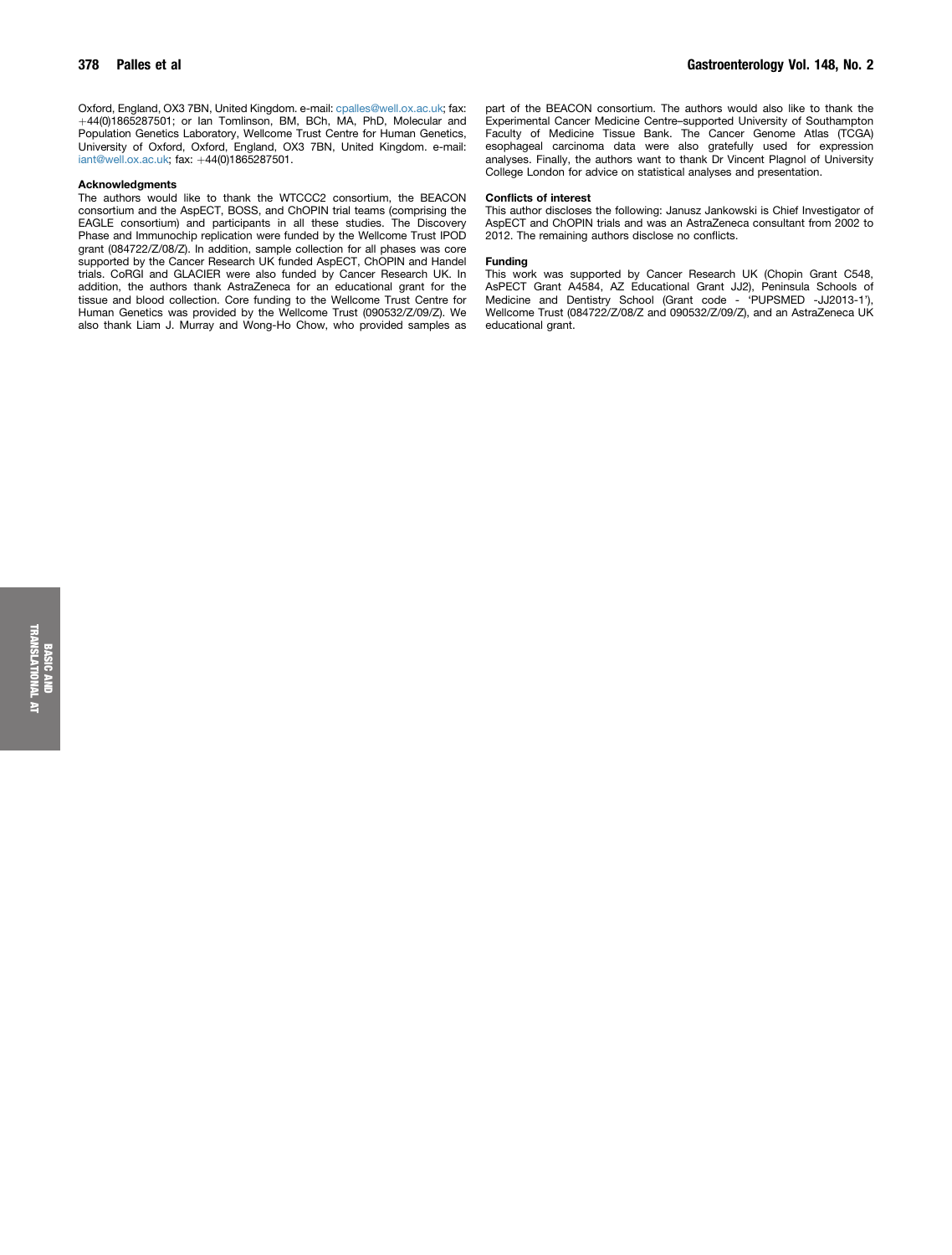Oxford, England, OX3 7BN, United Kingdom. e-mail: cpalles@well.ox.ac.uk; fax: +44(0)1865287501; or Ian Tomlinson, BM, BCh, MA, PhD, Molecular and Population Genetics Laboratory, Wellcome Trust Centre for Human Genetics, University of Oxford, Oxford, England, OX3 7BN, United Kingdom. e-mail: iant@well.ox.ac.uk; fax: +44(0)1865287501.

#### Acknowledgments

The authors would like to thank the WTCCC2 consortium, the BEACON consortium and the AspECT, BOSS, and ChOPIN trial teams (comprising the EAGLE consortium) and participants in all these studies. The Discovery Phase and Immunochip replication were funded by the Wellcome Trust IPOD grant (084722/Z/08/Z). In addition, sample collection for all phases was core supported by the Cancer Research UK funded AspECT, ChOPIN and Handel trials. CoRGI and GLACIER were also funded by Cancer Research UK. In addition, the authors thank AstraZeneca for an educational grant for the tissue and blood collection. Core funding to the Wellcome Trust Centre for Human Genetics was provided by the Wellcome Trust (090532/Z/09/Z). We also thank Liam J. Murray and Wong-Ho Chow, who provided samples as part of the BEACON consortium. The authors would also like to thank the Experimental Cancer Medicine Centre–supported University of Southampton Faculty of Medicine Tissue Bank. The Cancer Genome Atlas (TCGA) esophageal carcinoma data were also gratefully used for expression analyses. Finally, the authors want to thank Dr Vincent Plagnol of University College London for advice on statistical analyses and presentation.

#### Conflicts of interest

This author discloses the following: Janusz Jankowski is Chief Investigator of AspECT and ChOPIN trials and was an AstraZeneca consultant from 2002 to 2012. The remaining authors disclose no conflicts.

#### Funding

This work was supported by Cancer Research UK (Chopin Grant C548, AsPECT Grant A4584, AZ Educational Grant JJ2), Peninsula Schools of Medicine and Dentistry School (Grant code - 'PUPSMED -JJ2013-1'), Wellcome Trust (084722/Z/08/Z and 090532/Z/09/Z), and an AstraZeneca UK educational grant.